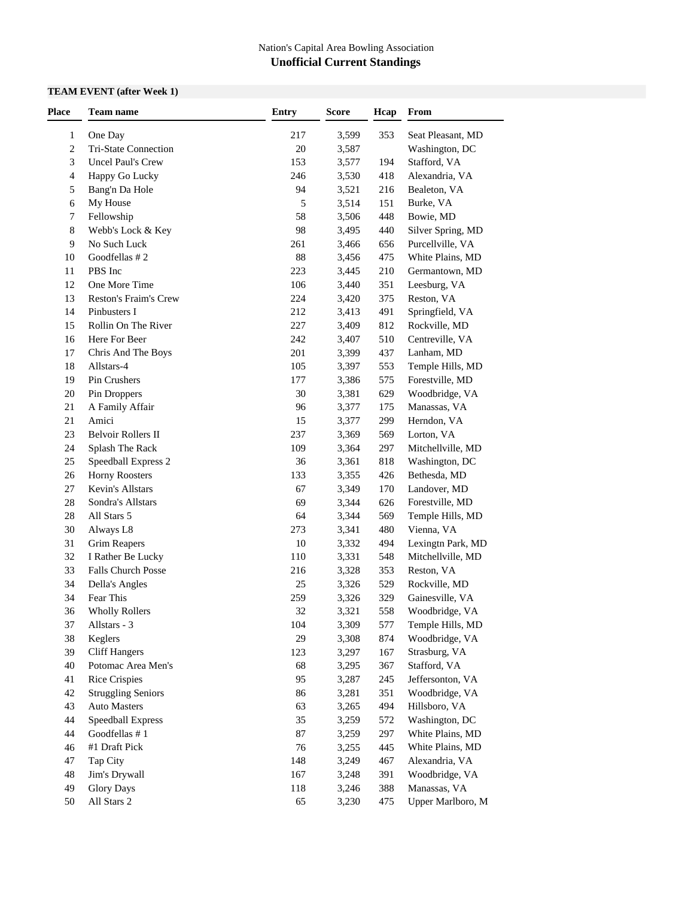Nation's Capital Area Bowling Association

# Unofficial Current Standings

**TEAM EVENT (after Week 1)**

| Place | Team name | Entry | Score | Hcap | From |
|---|---|---|---|---|---|
| 1 | One Day | 217 | 3,599 | 353 | Seat Pleasant, MD |
| 2 | Tri-State Connection | 20 | 3,587 | | Washington, DC |
| 3 | Uncel Paul's Crew | 153 | 3,577 | 194 | Stafford, VA |
| 4 | Happy Go Lucky | 246 | 3,530 | 418 | Alexandria, VA |
| 5 | Bang'n Da Hole | 94 | 3,521 | 216 | Bealeton, VA |
| 6 | My House | 5 | 3,514 | 151 | Burke, VA |
| 7 | Fellowship | 58 | 3,506 | 448 | Bowie, MD |
| 8 | Webb's Lock & Key | 98 | 3,495 | 440 | Silver Spring, MD |
| 9 | No Such Luck | 261 | 3,466 | 656 | Purcellville, VA |
| 10 | Goodfellas # 2 | 88 | 3,456 | 475 | White Plains, MD |
| 11 | PBS Inc | 223 | 3,445 | 210 | Germantown, MD |
| 12 | One More Time | 106 | 3,440 | 351 | Leesburg, VA |
| 13 | Reston's Fraim's Crew | 224 | 3,420 | 375 | Reston, VA |
| 14 | Pinbusters I | 212 | 3,413 | 491 | Springfield, VA |
| 15 | Rollin On The River | 227 | 3,409 | 812 | Rockville, MD |
| 16 | Here For Beer | 242 | 3,407 | 510 | Centreville, VA |
| 17 | Chris And The Boys | 201 | 3,399 | 437 | Lanham, MD |
| 18 | Allstars-4 | 105 | 3,397 | 553 | Temple Hills, MD |
| 19 | Pin Crushers | 177 | 3,386 | 575 | Forestville, MD |
| 20 | Pin Droppers | 30 | 3,381 | 629 | Woodbridge, VA |
| 21 | A Family Affair | 96 | 3,377 | 175 | Manassas, VA |
| 21 | Amici | 15 | 3,377 | 299 | Herndon, VA |
| 23 | Belvoir Rollers II | 237 | 3,369 | 569 | Lorton, VA |
| 24 | Splash The Rack | 109 | 3,364 | 297 | Mitchellville, MD |
| 25 | Speedball Express 2 | 36 | 3,361 | 818 | Washington, DC |
| 26 | Horny Roosters | 133 | 3,355 | 426 | Bethesda, MD |
| 27 | Kevin's Allstars | 67 | 3,349 | 170 | Landover, MD |
| 28 | Sondra's Allstars | 69 | 3,344 | 626 | Forestville, MD |
| 28 | All Stars 5 | 64 | 3,344 | 569 | Temple Hills, MD |
| 30 | Always L8 | 273 | 3,341 | 480 | Vienna, VA |
| 31 | Grim Reapers | 10 | 3,332 | 494 | Lexingtn Park, MD |
| 32 | I Rather Be Lucky | 110 | 3,331 | 548 | Mitchellville, MD |
| 33 | Falls Church Posse | 216 | 3,328 | 353 | Reston, VA |
| 34 | Della's Angles | 25 | 3,326 | 529 | Rockville, MD |
| 34 | Fear This | 259 | 3,326 | 329 | Gainesville, VA |
| 36 | Wholly Rollers | 32 | 3,321 | 558 | Woodbridge, VA |
| 37 | Allstars - 3 | 104 | 3,309 | 577 | Temple Hills, MD |
| 38 | Keglers | 29 | 3,308 | 874 | Woodbridge, VA |
| 39 | Cliff Hangers | 123 | 3,297 | 167 | Strasburg, VA |
| 40 | Potomac Area Men's | 68 | 3,295 | 367 | Stafford, VA |
| 41 | Rice Crispies | 95 | 3,287 | 245 | Jeffersonton, VA |
| 42 | Struggling Seniors | 86 | 3,281 | 351 | Woodbridge, VA |
| 43 | Auto Masters | 63 | 3,265 | 494 | Hillsboro, VA |
| 44 | Speedball Express | 35 | 3,259 | 572 | Washington, DC |
| 44 | Goodfellas # 1 | 87 | 3,259 | 297 | White Plains, MD |
| 46 | #1 Draft Pick | 76 | 3,255 | 445 | White Plains, MD |
| 47 | Tap City | 148 | 3,249 | 467 | Alexandria, VA |
| 48 | Jim's Drywall | 167 | 3,248 | 391 | Woodbridge, VA |
| 49 | Glory Days | 118 | 3,246 | 388 | Manassas, VA |
| 50 | All Stars 2 | 65 | 3,230 | 475 | Upper Marlboro, M |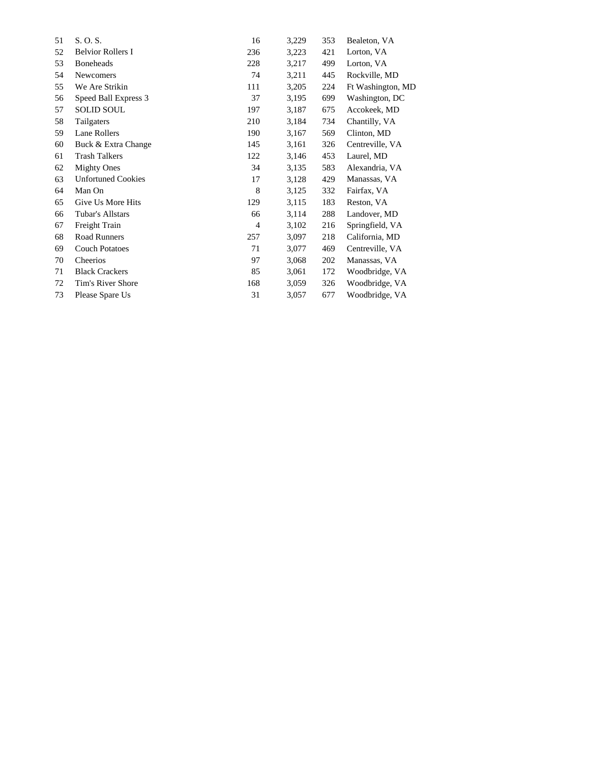| | | | | | |
|---|---|---|---|---|---|
| 51 | S. O. S. | 16 | 3,229 | 353 | Bealeton, VA |
| 52 | Belvior Rollers I | 236 | 3,223 | 421 | Lorton, VA |
| 53 | Boneheads | 228 | 3,217 | 499 | Lorton, VA |
| 54 | Newcomers | 74 | 3,211 | 445 | Rockville, MD |
| 55 | We Are Strikin | 111 | 3,205 | 224 | Ft Washington, MD |
| 56 | Speed Ball Express 3 | 37 | 3,195 | 699 | Washington, DC |
| 57 | SOLID SOUL | 197 | 3,187 | 675 | Accokeek, MD |
| 58 | Tailgaters | 210 | 3,184 | 734 | Chantilly, VA |
| 59 | Lane Rollers | 190 | 3,167 | 569 | Clinton, MD |
| 60 | Buck & Extra Change | 145 | 3,161 | 326 | Centreville, VA |
| 61 | Trash Talkers | 122 | 3,146 | 453 | Laurel, MD |
| 62 | Mighty Ones | 34 | 3,135 | 583 | Alexandria, VA |
| 63 | Unfortuned Cookies | 17 | 3,128 | 429 | Manassas, VA |
| 64 | Man On | 8 | 3,125 | 332 | Fairfax, VA |
| 65 | Give Us More Hits | 129 | 3,115 | 183 | Reston, VA |
| 66 | Tubar's Allstars | 66 | 3,114 | 288 | Landover, MD |
| 67 | Freight Train | 4 | 3,102 | 216 | Springfield, VA |
| 68 | Road Runners | 257 | 3,097 | 218 | California, MD |
| 69 | Couch Potatoes | 71 | 3,077 | 469 | Centreville, VA |
| 70 | Cheerios | 97 | 3,068 | 202 | Manassas, VA |
| 71 | Black Crackers | 85 | 3,061 | 172 | Woodbridge, VA |
| 72 | Tim's River Shore | 168 | 3,059 | 326 | Woodbridge, VA |
| 73 | Please Spare Us | 31 | 3,057 | 677 | Woodbridge, VA |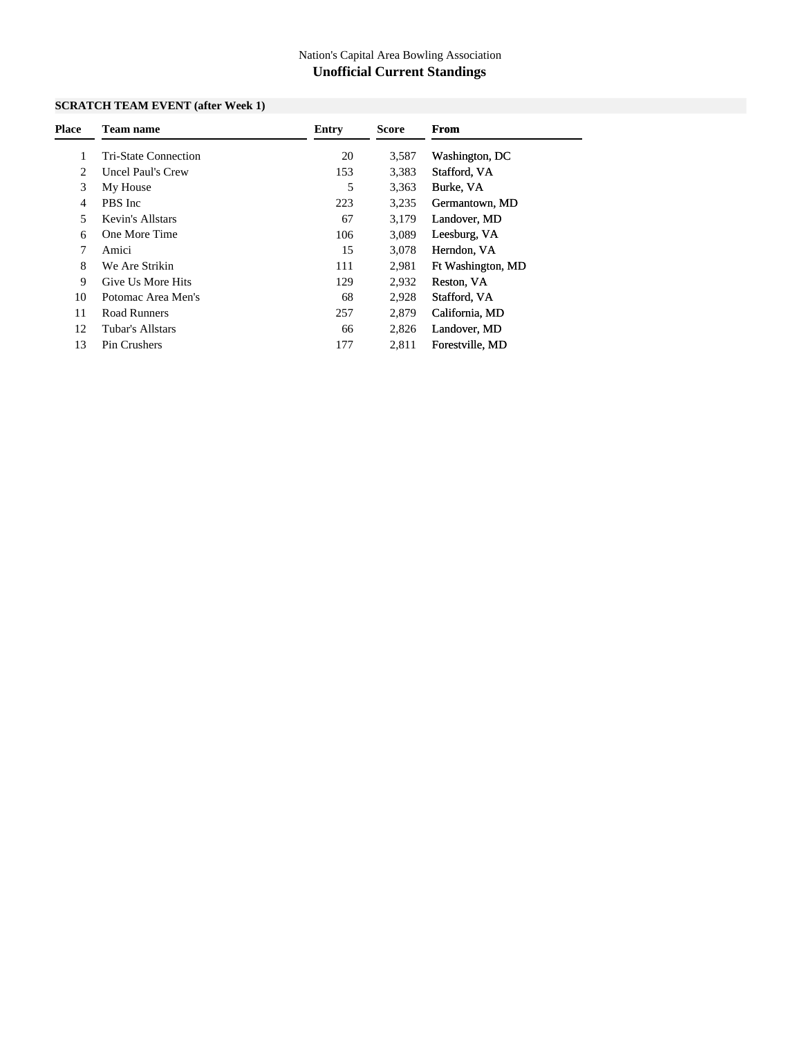Nation's Capital Area Bowling Association

## Unofficial Current Standings

### SCRATCH TEAM EVENT (after Week 1)

| Place | Team name | Entry | Score | From |
|---|---|---|---|---|
| 1 | Tri-State Connection | 20 | 3,587 | Washington, DC |
| 2 | Uncel Paul's Crew | 153 | 3,383 | Stafford, VA |
| 3 | My House | 5 | 3,363 | Burke, VA |
| 4 | PBS Inc | 223 | 3,235 | Germantown, MD |
| 5 | Kevin's Allstars | 67 | 3,179 | Landover, MD |
| 6 | One More Time | 106 | 3,089 | Leesburg, VA |
| 7 | Amici | 15 | 3,078 | Herndon, VA |
| 8 | We Are Strikin | 111 | 2,981 | Ft Washington, MD |
| 9 | Give Us More Hits | 129 | 2,932 | Reston, VA |
| 10 | Potomac Area Men's | 68 | 2,928 | Stafford, VA |
| 11 | Road Runners | 257 | 2,879 | California, MD |
| 12 | Tubar's Allstars | 66 | 2,826 | Landover, MD |
| 13 | Pin Crushers | 177 | 2,811 | Forestville, MD |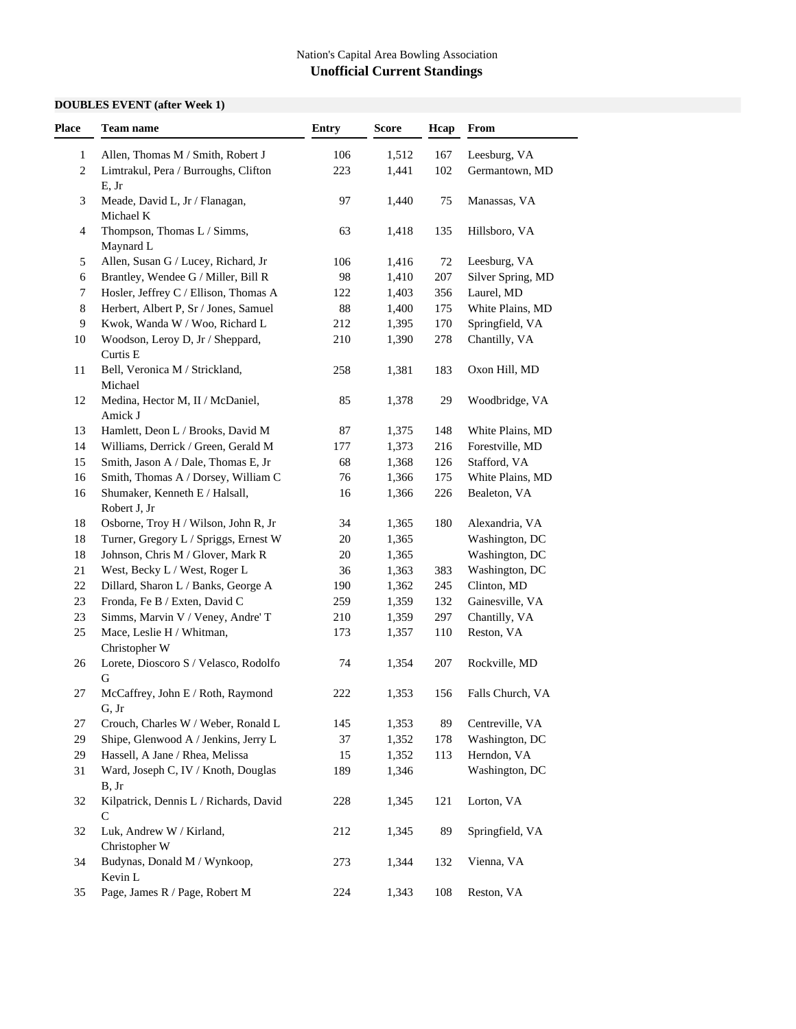Nation's Capital Area Bowling Association

## Unofficial Current Standings

**DOUBLES EVENT (after Week 1)**

| Place | Team name | Entry | Score | Hcap | From |
|---|---|---|---|---|---|
| 1 | Allen, Thomas M / Smith, Robert J | 106 | 1,512 | 167 | Leesburg, VA |
| 2 | Limtrakul, Pera / Burroughs, Clifton E, Jr | 223 | 1,441 | 102 | Germantown, MD |
| 3 | Meade, David L, Jr / Flanagan, Michael K | 97 | 1,440 | 75 | Manassas, VA |
| 4 | Thompson, Thomas L / Simms, Maynard L | 63 | 1,418 | 135 | Hillsboro, VA |
| 5 | Allen, Susan G / Lucey, Richard, Jr | 106 | 1,416 | 72 | Leesburg, VA |
| 6 | Brantley, Wendee G / Miller, Bill R | 98 | 1,410 | 207 | Silver Spring, MD |
| 7 | Hosler, Jeffrey C / Ellison, Thomas A | 122 | 1,403 | 356 | Laurel, MD |
| 8 | Herbert, Albert P, Sr / Jones, Samuel | 88 | 1,400 | 175 | White Plains, MD |
| 9 | Kwok, Wanda W / Woo, Richard L | 212 | 1,395 | 170 | Springfield, VA |
| 10 | Woodson, Leroy D, Jr / Sheppard, Curtis E | 210 | 1,390 | 278 | Chantilly, VA |
| 11 | Bell, Veronica M / Strickland, Michael | 258 | 1,381 | 183 | Oxon Hill, MD |
| 12 | Medina, Hector M, II / McDaniel, Amick J | 85 | 1,378 | 29 | Woodbridge, VA |
| 13 | Hamlett, Deon L / Brooks, David M | 87 | 1,375 | 148 | White Plains, MD |
| 14 | Williams, Derrick / Green, Gerald M | 177 | 1,373 | 216 | Forestville, MD |
| 15 | Smith, Jason A / Dale, Thomas E, Jr | 68 | 1,368 | 126 | Stafford, VA |
| 16 | Smith, Thomas A / Dorsey, William C | 76 | 1,366 | 175 | White Plains, MD |
| 16 | Shumaker, Kenneth E / Halsall, Robert J, Jr | 16 | 1,366 | 226 | Bealeton, VA |
| 18 | Osborne, Troy H / Wilson, John R, Jr | 34 | 1,365 | 180 | Alexandria, VA |
| 18 | Turner, Gregory L / Spriggs, Ernest W | 20 | 1,365 | | Washington, DC |
| 18 | Johnson, Chris M / Glover, Mark R | 20 | 1,365 | | Washington, DC |
| 21 | West, Becky L / West, Roger L | 36 | 1,363 | 383 | Washington, DC |
| 22 | Dillard, Sharon L / Banks, George A | 190 | 1,362 | 245 | Clinton, MD |
| 23 | Fronda, Fe B / Exten, David C | 259 | 1,359 | 132 | Gainesville, VA |
| 23 | Simms, Marvin V / Veney, Andre' T | 210 | 1,359 | 297 | Chantilly, VA |
| 25 | Mace, Leslie H / Whitman, Christopher W | 173 | 1,357 | 110 | Reston, VA |
| 26 | Lorete, Dioscoro S / Velasco, Rodolfo G | 74 | 1,354 | 207 | Rockville, MD |
| 27 | McCaffrey, John E / Roth, Raymond G, Jr | 222 | 1,353 | 156 | Falls Church, VA |
| 27 | Crouch, Charles W / Weber, Ronald L | 145 | 1,353 | 89 | Centreville, VA |
| 29 | Shipe, Glenwood A / Jenkins, Jerry L | 37 | 1,352 | 178 | Washington, DC |
| 29 | Hassell, A Jane / Rhea, Melissa | 15 | 1,352 | 113 | Herndon, VA |
| 31 | Ward, Joseph C, IV / Knoth, Douglas B, Jr | 189 | 1,346 | | Washington, DC |
| 32 | Kilpatrick, Dennis L / Richards, David C | 228 | 1,345 | 121 | Lorton, VA |
| 32 | Luk, Andrew W / Kirland, Christopher W | 212 | 1,345 | 89 | Springfield, VA |
| 34 | Budynas, Donald M / Wynkoop, Kevin L | 273 | 1,344 | 132 | Vienna, VA |
| 35 | Page, James R / Page, Robert M | 224 | 1,343 | 108 | Reston, VA |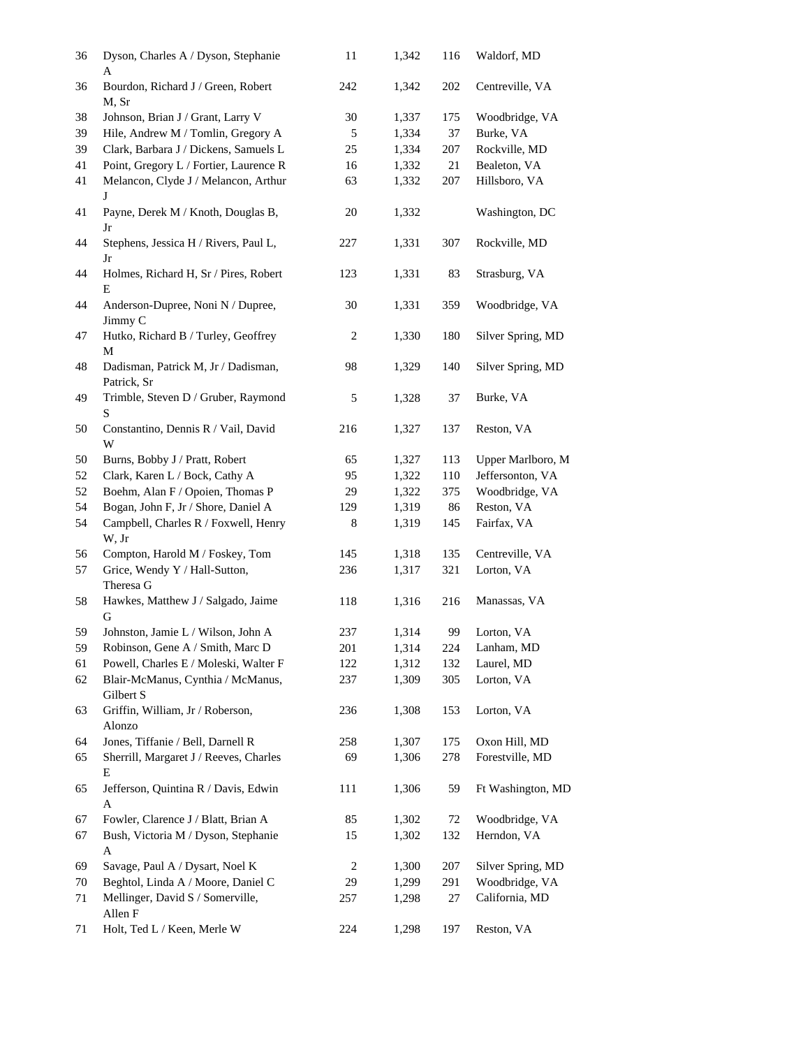| | | | | | |
|---|---|---|---|---|---|
| 36 | Dyson, Charles A / Dyson, Stephanie A | 11 | 1,342 | 116 | Waldorf, MD |
| 36 | Bourdon, Richard J / Green, Robert M, Sr | 242 | 1,342 | 202 | Centreville, VA |
| 38 | Johnson, Brian J / Grant, Larry V | 30 | 1,337 | 175 | Woodbridge, VA |
| 39 | Hile, Andrew M / Tomlin, Gregory A | 5 | 1,334 | 37 | Burke, VA |
| 39 | Clark, Barbara J / Dickens, Samuels L | 25 | 1,334 | 207 | Rockville, MD |
| 41 | Point, Gregory L / Fortier, Laurence R | 16 | 1,332 | 21 | Bealeton, VA |
| 41 | Melancon, Clyde J / Melancon, Arthur J | 63 | 1,332 | 207 | Hillsboro, VA |
| 41 | Payne, Derek M / Knoth, Douglas B, Jr | 20 | 1,332 | | Washington, DC |
| 44 | Stephens, Jessica H / Rivers, Paul L, Jr | 227 | 1,331 | 307 | Rockville, MD |
| 44 | Holmes, Richard H, Sr / Pires, Robert E | 123 | 1,331 | 83 | Strasburg, VA |
| 44 | Anderson-Dupree, Noni N / Dupree, Jimmy C | 30 | 1,331 | 359 | Woodbridge, VA |
| 47 | Hutko, Richard B / Turley, Geoffrey M | 2 | 1,330 | 180 | Silver Spring, MD |
| 48 | Dadisman, Patrick M, Jr / Dadisman, Patrick, Sr | 98 | 1,329 | 140 | Silver Spring, MD |
| 49 | Trimble, Steven D / Gruber, Raymond S | 5 | 1,328 | 37 | Burke, VA |
| 50 | Constantino, Dennis R / Vail, David W | 216 | 1,327 | 137 | Reston, VA |
| 50 | Burns, Bobby J / Pratt, Robert | 65 | 1,327 | 113 | Upper Marlboro, M |
| 52 | Clark, Karen L / Bock, Cathy A | 95 | 1,322 | 110 | Jeffersonton, VA |
| 52 | Boehm, Alan F / Opoien, Thomas P | 29 | 1,322 | 375 | Woodbridge, VA |
| 54 | Bogan, John F, Jr / Shore, Daniel A | 129 | 1,319 | 86 | Reston, VA |
| 54 | Campbell, Charles R / Foxwell, Henry W, Jr | 8 | 1,319 | 145 | Fairfax, VA |
| 56 | Compton, Harold M / Foskey, Tom | 145 | 1,318 | 135 | Centreville, VA |
| 57 | Grice, Wendy Y / Hall-Sutton, Theresa G | 236 | 1,317 | 321 | Lorton, VA |
| 58 | Hawkes, Matthew J / Salgado, Jaime G | 118 | 1,316 | 216 | Manassas, VA |
| 59 | Johnston, Jamie L / Wilson, John A | 237 | 1,314 | 99 | Lorton, VA |
| 59 | Robinson, Gene A / Smith, Marc D | 201 | 1,314 | 224 | Lanham, MD |
| 61 | Powell, Charles E / Moleski, Walter F | 122 | 1,312 | 132 | Laurel, MD |
| 62 | Blair-McManus, Cynthia / McManus, Gilbert S | 237 | 1,309 | 305 | Lorton, VA |
| 63 | Griffin, William, Jr / Roberson, Alonzo | 236 | 1,308 | 153 | Lorton, VA |
| 64 | Jones, Tiffanie / Bell, Darnell R | 258 | 1,307 | 175 | Oxon Hill, MD |
| 65 | Sherrill, Margaret J / Reeves, Charles E | 69 | 1,306 | 278 | Forestville, MD |
| 65 | Jefferson, Quintina R / Davis, Edwin A | 111 | 1,306 | 59 | Ft Washington, MD |
| 67 | Fowler, Clarence J / Blatt, Brian A | 85 | 1,302 | 72 | Woodbridge, VA |
| 67 | Bush, Victoria M / Dyson, Stephanie A | 15 | 1,302 | 132 | Herndon, VA |
| 69 | Savage, Paul A / Dysart, Noel K | 2 | 1,300 | 207 | Silver Spring, MD |
| 70 | Beghtol, Linda A / Moore, Daniel C | 29 | 1,299 | 291 | Woodbridge, VA |
| 71 | Mellinger, David S / Somerville, Allen F | 257 | 1,298 | 27 | California, MD |
| 71 | Holt, Ted L / Keen, Merle W | 224 | 1,298 | 197 | Reston, VA |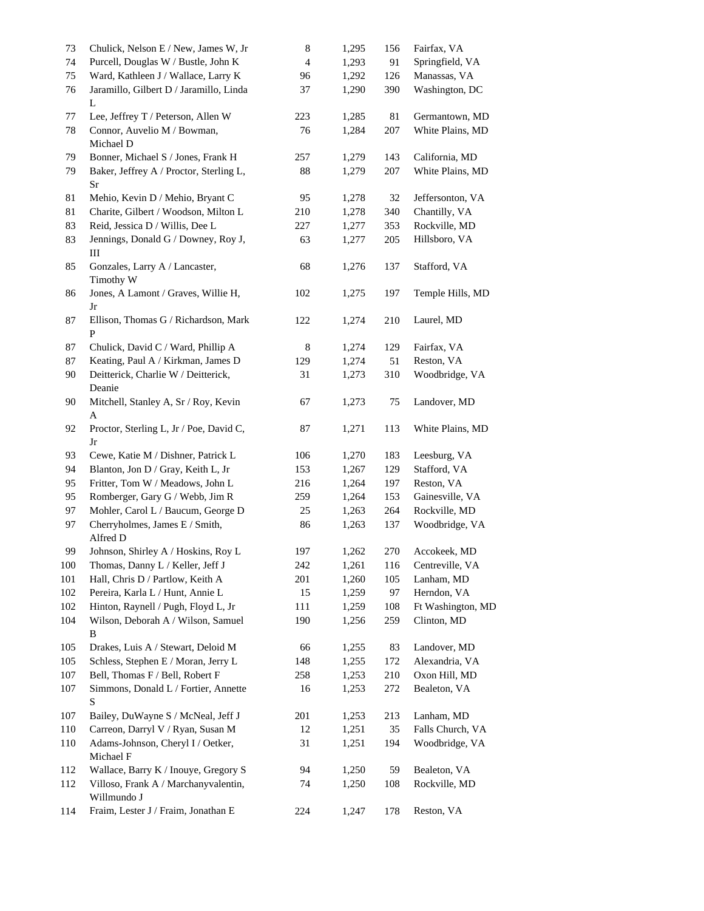| | | | | | |
|---|---|---|---|---|---|
| 73 | Chulick, Nelson E / New, James W, Jr | 8 | 1,295 | 156 | Fairfax, VA |
| 74 | Purcell, Douglas W / Bustle, John K | 4 | 1,293 | 91 | Springfield, VA |
| 75 | Ward, Kathleen J / Wallace, Larry K | 96 | 1,292 | 126 | Manassas, VA |
| 76 | Jaramillo, Gilbert D / Jaramillo, Linda L | 37 | 1,290 | 390 | Washington, DC |
| 77 | Lee, Jeffrey T / Peterson, Allen W | 223 | 1,285 | 81 | Germantown, MD |
| 78 | Connor, Auvelio M / Bowman, Michael D | 76 | 1,284 | 207 | White Plains, MD |
| 79 | Bonner, Michael S / Jones, Frank H | 257 | 1,279 | 143 | California, MD |
| 79 | Baker, Jeffrey A / Proctor, Sterling L, Sr | 88 | 1,279 | 207 | White Plains, MD |
| 81 | Mehio, Kevin D / Mehio, Bryant C | 95 | 1,278 | 32 | Jeffersonton, VA |
| 81 | Charite, Gilbert / Woodson, Milton L | 210 | 1,278 | 340 | Chantilly, VA |
| 83 | Reid, Jessica D / Willis, Dee L | 227 | 1,277 | 353 | Rockville, MD |
| 83 | Jennings, Donald G / Downey, Roy J, III | 63 | 1,277 | 205 | Hillsboro, VA |
| 85 | Gonzales, Larry A / Lancaster, Timothy W | 68 | 1,276 | 137 | Stafford, VA |
| 86 | Jones, A Lamont / Graves, Willie H, Jr | 102 | 1,275 | 197 | Temple Hills, MD |
| 87 | Ellison, Thomas G / Richardson, Mark P | 122 | 1,274 | 210 | Laurel, MD |
| 87 | Chulick, David C / Ward, Phillip A | 8 | 1,274 | 129 | Fairfax, VA |
| 87 | Keating, Paul A / Kirkman, James D | 129 | 1,274 | 51 | Reston, VA |
| 90 | Deitterick, Charlie W / Deitterick, Deanie | 31 | 1,273 | 310 | Woodbridge, VA |
| 90 | Mitchell, Stanley A, Sr / Roy, Kevin A | 67 | 1,273 | 75 | Landover, MD |
| 92 | Proctor, Sterling L, Jr / Poe, David C, Jr | 87 | 1,271 | 113 | White Plains, MD |
| 93 | Cewe, Katie M / Dishner, Patrick L | 106 | 1,270 | 183 | Leesburg, VA |
| 94 | Blanton, Jon D / Gray, Keith L, Jr | 153 | 1,267 | 129 | Stafford, VA |
| 95 | Fritter, Tom W / Meadows, John L | 216 | 1,264 | 197 | Reston, VA |
| 95 | Romberger, Gary G / Webb, Jim R | 259 | 1,264 | 153 | Gainesville, VA |
| 97 | Mohler, Carol L / Baucum, George D | 25 | 1,263 | 264 | Rockville, MD |
| 97 | Cherryholmes, James E / Smith, Alfred D | 86 | 1,263 | 137 | Woodbridge, VA |
| 99 | Johnson, Shirley A / Hoskins, Roy L | 197 | 1,262 | 270 | Accokeek, MD |
| 100 | Thomas, Danny L / Keller, Jeff J | 242 | 1,261 | 116 | Centreville, VA |
| 101 | Hall, Chris D / Partlow, Keith A | 201 | 1,260 | 105 | Lanham, MD |
| 102 | Pereira, Karla L / Hunt, Annie L | 15 | 1,259 | 97 | Herndon, VA |
| 102 | Hinton, Raynell / Pugh, Floyd L, Jr | 111 | 1,259 | 108 | Ft Washington, MD |
| 104 | Wilson, Deborah A / Wilson, Samuel B | 190 | 1,256 | 259 | Clinton, MD |
| 105 | Drakes, Luis A / Stewart, Deloid M | 66 | 1,255 | 83 | Landover, MD |
| 105 | Schless, Stephen E / Moran, Jerry L | 148 | 1,255 | 172 | Alexandria, VA |
| 107 | Bell, Thomas F / Bell, Robert F | 258 | 1,253 | 210 | Oxon Hill, MD |
| 107 | Simmons, Donald L / Fortier, Annette S | 16 | 1,253 | 272 | Bealeton, VA |
| 107 | Bailey, DuWayne S / McNeal, Jeff J | 201 | 1,253 | 213 | Lanham, MD |
| 110 | Carreon, Darryl V / Ryan, Susan M | 12 | 1,251 | 35 | Falls Church, VA |
| 110 | Adams-Johnson, Cheryl I / Oetker, Michael F | 31 | 1,251 | 194 | Woodbridge, VA |
| 112 | Wallace, Barry K / Inouye, Gregory S | 94 | 1,250 | 59 | Bealeton, VA |
| 112 | Villoso, Frank A / Marchanyvalentin, Willmundo J | 74 | 1,250 | 108 | Rockville, MD |
| 114 | Fraim, Lester J / Fraim, Jonathan E | 224 | 1,247 | 178 | Reston, VA |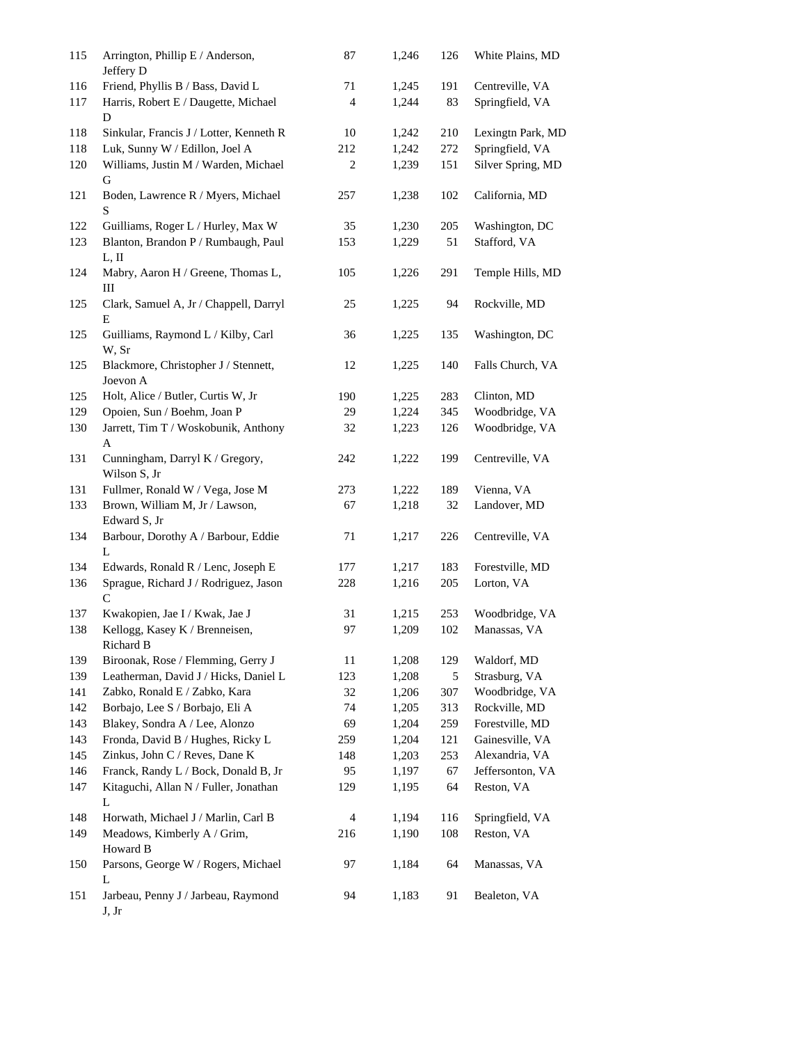| | | | | | |
|---|---|---|---|---|---|
| 115 | Arrington, Phillip E / Anderson, Jeffery D | 87 | 1,246 | 126 | White Plains, MD |
| 116 | Friend, Phyllis B / Bass, David L | 71 | 1,245 | 191 | Centreville, VA |
| 117 | Harris, Robert E / Daugette, Michael D | 4 | 1,244 | 83 | Springfield, VA |
| 118 | Sinkular, Francis J / Lotter, Kenneth R | 10 | 1,242 | 210 | Lexingtn Park, MD |
| 118 | Luk, Sunny W / Edillon, Joel A | 212 | 1,242 | 272 | Springfield, VA |
| 120 | Williams, Justin M / Warden, Michael G | 2 | 1,239 | 151 | Silver Spring, MD |
| 121 | Boden, Lawrence R / Myers, Michael S | 257 | 1,238 | 102 | California, MD |
| 122 | Guilliams, Roger L / Hurley, Max W | 35 | 1,230 | 205 | Washington, DC |
| 123 | Blanton, Brandon P / Rumbaugh, Paul L, II | 153 | 1,229 | 51 | Stafford, VA |
| 124 | Mabry, Aaron H / Greene, Thomas L, III | 105 | 1,226 | 291 | Temple Hills, MD |
| 125 | Clark, Samuel A, Jr / Chappell, Darryl E | 25 | 1,225 | 94 | Rockville, MD |
| 125 | Guilliams, Raymond L / Kilby, Carl W, Sr | 36 | 1,225 | 135 | Washington, DC |
| 125 | Blackmore, Christopher J / Stennett, Joevon A | 12 | 1,225 | 140 | Falls Church, VA |
| 125 | Holt, Alice / Butler, Curtis W, Jr | 190 | 1,225 | 283 | Clinton, MD |
| 129 | Opoien, Sun / Boehm, Joan P | 29 | 1,224 | 345 | Woodbridge, VA |
| 130 | Jarrett, Tim T / Woskobunik, Anthony A | 32 | 1,223 | 126 | Woodbridge, VA |
| 131 | Cunningham, Darryl K / Gregory, Wilson S, Jr | 242 | 1,222 | 199 | Centreville, VA |
| 131 | Fullmer, Ronald W / Vega, Jose M | 273 | 1,222 | 189 | Vienna, VA |
| 133 | Brown, William M, Jr / Lawson, Edward S, Jr | 67 | 1,218 | 32 | Landover, MD |
| 134 | Barbour, Dorothy A / Barbour, Eddie L | 71 | 1,217 | 226 | Centreville, VA |
| 134 | Edwards, Ronald R / Lenc, Joseph E | 177 | 1,217 | 183 | Forestville, MD |
| 136 | Sprague, Richard J / Rodriguez, Jason C | 228 | 1,216 | 205 | Lorton, VA |
| 137 | Kwakopien, Jae I / Kwak, Jae J | 31 | 1,215 | 253 | Woodbridge, VA |
| 138 | Kellogg, Kasey K / Brenneisen, Richard B | 97 | 1,209 | 102 | Manassas, VA |
| 139 | Biroonak, Rose / Flemming, Gerry J | 11 | 1,208 | 129 | Waldorf, MD |
| 139 | Leatherman, David J / Hicks, Daniel L | 123 | 1,208 | 5 | Strasburg, VA |
| 141 | Zabko, Ronald E / Zabko, Kara | 32 | 1,206 | 307 | Woodbridge, VA |
| 142 | Borbajo, Lee S / Borbajo, Eli A | 74 | 1,205 | 313 | Rockville, MD |
| 143 | Blakey, Sondra A / Lee, Alonzo | 69 | 1,204 | 259 | Forestville, MD |
| 143 | Fronda, David B / Hughes, Ricky L | 259 | 1,204 | 121 | Gainesville, VA |
| 145 | Zinkus, John C / Reves, Dane K | 148 | 1,203 | 253 | Alexandria, VA |
| 146 | Franck, Randy L / Bock, Donald B, Jr | 95 | 1,197 | 67 | Jeffersonton, VA |
| 147 | Kitaguchi, Allan N / Fuller, Jonathan L | 129 | 1,195 | 64 | Reston, VA |
| 148 | Horwath, Michael J / Marlin, Carl B | 4 | 1,194 | 116 | Springfield, VA |
| 149 | Meadows, Kimberly A / Grim, Howard B | 216 | 1,190 | 108 | Reston, VA |
| 150 | Parsons, George W / Rogers, Michael L | 97 | 1,184 | 64 | Manassas, VA |
| 151 | Jarbeau, Penny J / Jarbeau, Raymond J, Jr | 94 | 1,183 | 91 | Bealeton, VA |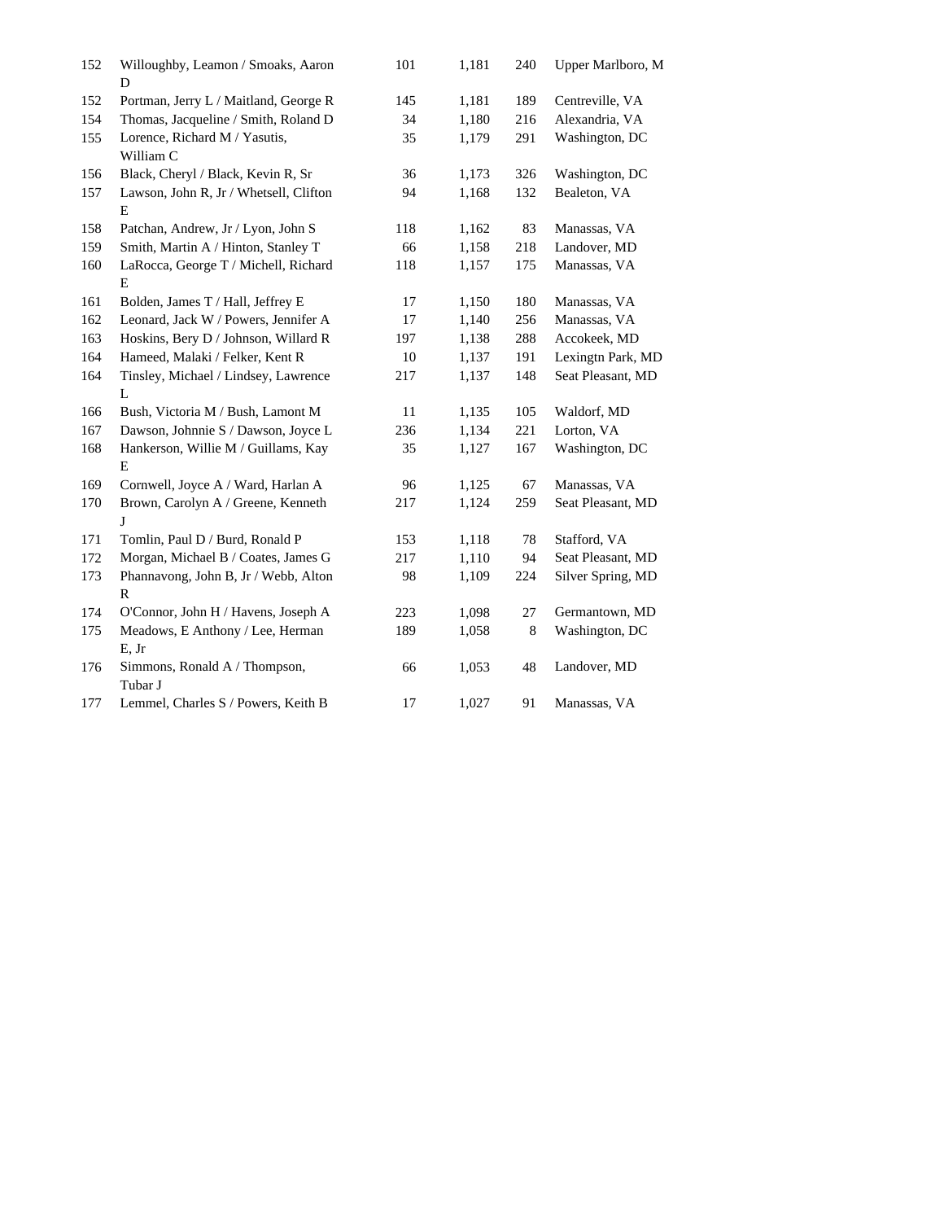| | | | | | |
|---|---|---|---|---|---|
| 152 | Willoughby, Leamon / Smoaks, Aaron D | 101 | 1,181 | 240 | Upper Marlboro, M |
| 152 | Portman, Jerry L / Maitland, George R | 145 | 1,181 | 189 | Centreville, VA |
| 154 | Thomas, Jacqueline / Smith, Roland D | 34 | 1,180 | 216 | Alexandria, VA |
| 155 | Lorence, Richard M / Yasutis, William C | 35 | 1,179 | 291 | Washington, DC |
| 156 | Black, Cheryl / Black, Kevin R, Sr | 36 | 1,173 | 326 | Washington, DC |
| 157 | Lawson, John R, Jr / Whetsell, Clifton E | 94 | 1,168 | 132 | Bealeton, VA |
| 158 | Patchan, Andrew, Jr / Lyon, John S | 118 | 1,162 | 83 | Manassas, VA |
| 159 | Smith, Martin A / Hinton, Stanley T | 66 | 1,158 | 218 | Landover, MD |
| 160 | LaRocca, George T / Michell, Richard E | 118 | 1,157 | 175 | Manassas, VA |
| 161 | Bolden, James T / Hall, Jeffrey E | 17 | 1,150 | 180 | Manassas, VA |
| 162 | Leonard, Jack W / Powers, Jennifer A | 17 | 1,140 | 256 | Manassas, VA |
| 163 | Hoskins, Bery D / Johnson, Willard R | 197 | 1,138 | 288 | Accokeek, MD |
| 164 | Hameed, Malaki / Felker, Kent R | 10 | 1,137 | 191 | Lexingtn Park, MD |
| 164 | Tinsley, Michael / Lindsey, Lawrence L | 217 | 1,137 | 148 | Seat Pleasant, MD |
| 166 | Bush, Victoria M / Bush, Lamont M | 11 | 1,135 | 105 | Waldorf, MD |
| 167 | Dawson, Johnnie S / Dawson, Joyce L | 236 | 1,134 | 221 | Lorton, VA |
| 168 | Hankerson, Willie M / Guillams, Kay E | 35 | 1,127 | 167 | Washington, DC |
| 169 | Cornwell, Joyce A / Ward, Harlan A | 96 | 1,125 | 67 | Manassas, VA |
| 170 | Brown, Carolyn A / Greene, Kenneth J | 217 | 1,124 | 259 | Seat Pleasant, MD |
| 171 | Tomlin, Paul D / Burd, Ronald P | 153 | 1,118 | 78 | Stafford, VA |
| 172 | Morgan, Michael B / Coates, James G | 217 | 1,110 | 94 | Seat Pleasant, MD |
| 173 | Phannavong, John B, Jr / Webb, Alton R | 98 | 1,109 | 224 | Silver Spring, MD |
| 174 | O'Connor, John H / Havens, Joseph A | 223 | 1,098 | 27 | Germantown, MD |
| 175 | Meadows, E Anthony / Lee, Herman E, Jr | 189 | 1,058 | 8 | Washington, DC |
| 176 | Simmons, Ronald A / Thompson, Tubar J | 66 | 1,053 | 48 | Landover, MD |
| 177 | Lemmel, Charles S / Powers, Keith B | 17 | 1,027 | 91 | Manassas, VA |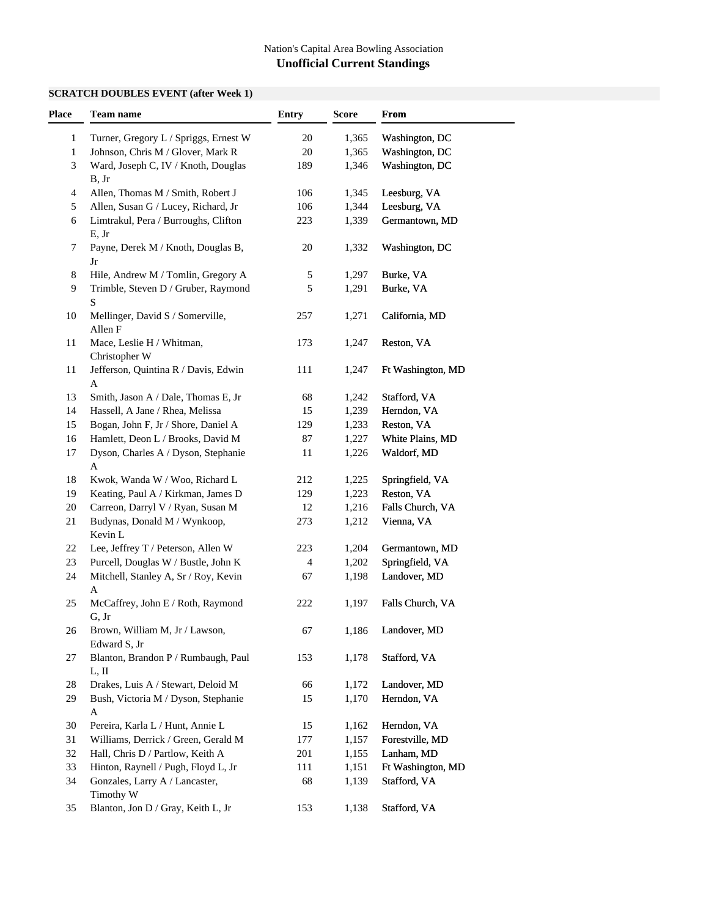Nation's Capital Area Bowling Association

# Unofficial Current Standings

## SCRATCH DOUBLES EVENT (after Week 1)

| Place | Team name | Entry | Score | From |
|---|---|---|---|---|
| 1 | Turner, Gregory L / Spriggs, Ernest W | 20 | 1,365 | Washington, DC |
| 1 | Johnson, Chris M / Glover, Mark R | 20 | 1,365 | Washington, DC |
| 3 | Ward, Joseph C, IV / Knoth, Douglas B, Jr | 189 | 1,346 | Washington, DC |
| 4 | Allen, Thomas M / Smith, Robert J | 106 | 1,345 | Leesburg, VA |
| 5 | Allen, Susan G / Lucey, Richard, Jr | 106 | 1,344 | Leesburg, VA |
| 6 | Limtrakul, Pera / Burroughs, Clifton E, Jr | 223 | 1,339 | Germantown, MD |
| 7 | Payne, Derek M / Knoth, Douglas B, Jr | 20 | 1,332 | Washington, DC |
| 8 | Hile, Andrew M / Tomlin, Gregory A | 5 | 1,297 | Burke, VA |
| 9 | Trimble, Steven D / Gruber, Raymond S | 5 | 1,291 | Burke, VA |
| 10 | Mellinger, David S / Somerville, Allen F | 257 | 1,271 | California, MD |
| 11 | Mace, Leslie H / Whitman, Christopher W | 173 | 1,247 | Reston, VA |
| 11 | Jefferson, Quintina R / Davis, Edwin A | 111 | 1,247 | Ft Washington, MD |
| 13 | Smith, Jason A / Dale, Thomas E, Jr | 68 | 1,242 | Stafford, VA |
| 14 | Hassell, A Jane / Rhea, Melissa | 15 | 1,239 | Herndon, VA |
| 15 | Bogan, John F, Jr / Shore, Daniel A | 129 | 1,233 | Reston, VA |
| 16 | Hamlett, Deon L / Brooks, David M | 87 | 1,227 | White Plains, MD |
| 17 | Dyson, Charles A / Dyson, Stephanie A | 11 | 1,226 | Waldorf, MD |
| 18 | Kwok, Wanda W / Woo, Richard L | 212 | 1,225 | Springfield, VA |
| 19 | Keating, Paul A / Kirkman, James D | 129 | 1,223 | Reston, VA |
| 20 | Carreon, Darryl V / Ryan, Susan M | 12 | 1,216 | Falls Church, VA |
| 21 | Budynas, Donald M / Wynkoop, Kevin L | 273 | 1,212 | Vienna, VA |
| 22 | Lee, Jeffrey T / Peterson, Allen W | 223 | 1,204 | Germantown, MD |
| 23 | Purcell, Douglas W / Bustle, John K | 4 | 1,202 | Springfield, VA |
| 24 | Mitchell, Stanley A, Sr / Roy, Kevin A | 67 | 1,198 | Landover, MD |
| 25 | McCaffrey, John E / Roth, Raymond G, Jr | 222 | 1,197 | Falls Church, VA |
| 26 | Brown, William M, Jr / Lawson, Edward S, Jr | 67 | 1,186 | Landover, MD |
| 27 | Blanton, Brandon P / Rumbaugh, Paul L, II | 153 | 1,178 | Stafford, VA |
| 28 | Drakes, Luis A / Stewart, Deloid M | 66 | 1,172 | Landover, MD |
| 29 | Bush, Victoria M / Dyson, Stephanie A | 15 | 1,170 | Herndon, VA |
| 30 | Pereira, Karla L / Hunt, Annie L | 15 | 1,162 | Herndon, VA |
| 31 | Williams, Derrick / Green, Gerald M | 177 | 1,157 | Forestville, MD |
| 32 | Hall, Chris D / Partlow, Keith A | 201 | 1,155 | Lanham, MD |
| 33 | Hinton, Raynell / Pugh, Floyd L, Jr | 111 | 1,151 | Ft Washington, MD |
| 34 | Gonzales, Larry A / Lancaster, Timothy W | 68 | 1,139 | Stafford, VA |
| 35 | Blanton, Jon D / Gray, Keith L, Jr | 153 | 1,138 | Stafford, VA |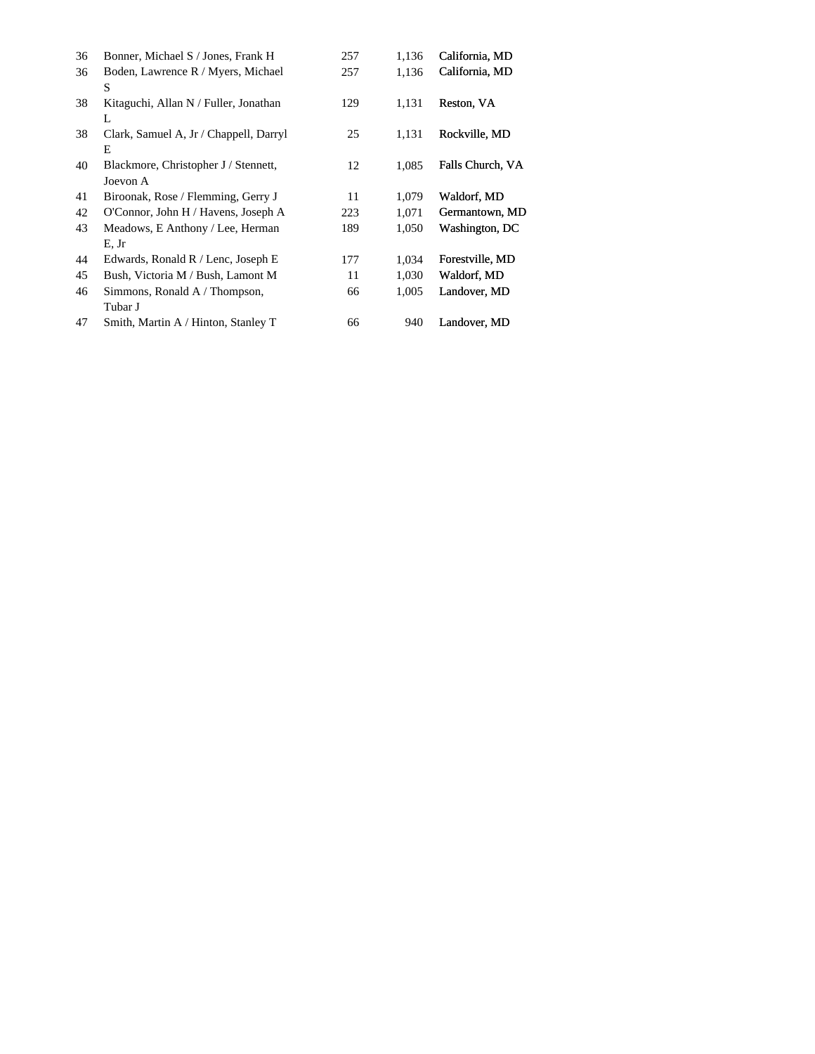| | | | | |
|---|---|---|---|---|
| 36 | Bonner, Michael S / Jones, Frank H | 257 | 1,136 | California, MD |
| 36 | Boden, Lawrence R / Myers, Michael S | 257 | 1,136 | California, MD |
| 38 | Kitaguchi, Allan N / Fuller, Jonathan L | 129 | 1,131 | Reston, VA |
| 38 | Clark, Samuel A, Jr / Chappell, Darryl E | 25 | 1,131 | Rockville, MD |
| 40 | Blackmore, Christopher J / Stennett, Joevon A | 12 | 1,085 | Falls Church, VA |
| 41 | Biroonak, Rose / Flemming, Gerry J | 11 | 1,079 | Waldorf, MD |
| 42 | O'Connor, John H / Havens, Joseph A | 223 | 1,071 | Germantown, MD |
| 43 | Meadows, E Anthony / Lee, Herman E, Jr | 189 | 1,050 | Washington, DC |
| 44 | Edwards, Ronald R / Lenc, Joseph E | 177 | 1,034 | Forestville, MD |
| 45 | Bush, Victoria M / Bush, Lamont M | 11 | 1,030 | Waldorf, MD |
| 46 | Simmons, Ronald A / Thompson, Tubar J | 66 | 1,005 | Landover, MD |
| 47 | Smith, Martin A / Hinton, Stanley T | 66 | 940 | Landover, MD |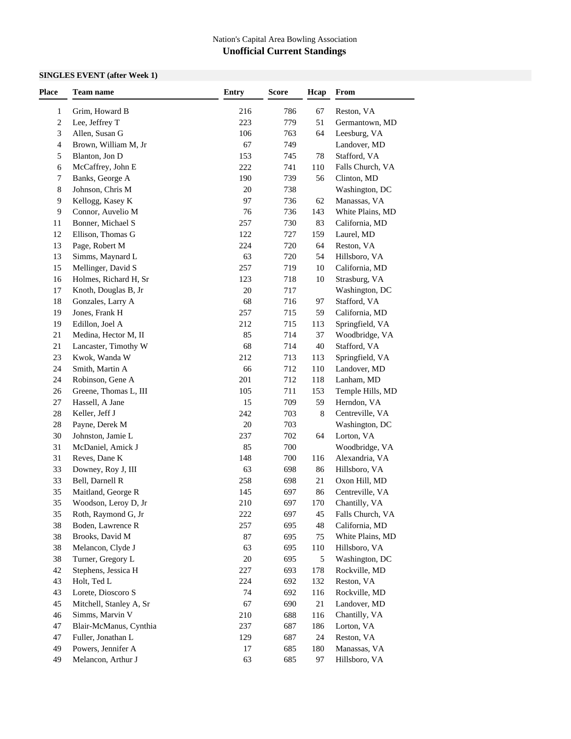Nation's Capital Area Bowling Association

## Unofficial Current Standings

**SINGLES EVENT (after Week 1)**

| Place | Team name | Entry | Score | Hcap | From |
|---|---|---|---|---|---|
| 1 | Grim, Howard B | 216 | 786 | 67 | Reston, VA |
| 2 | Lee, Jeffrey T | 223 | 779 | 51 | Germantown, MD |
| 3 | Allen, Susan G | 106 | 763 | 64 | Leesburg, VA |
| 4 | Brown, William M, Jr | 67 | 749 | | Landover, MD |
| 5 | Blanton, Jon D | 153 | 745 | 78 | Stafford, VA |
| 6 | McCaffrey, John E | 222 | 741 | 110 | Falls Church, VA |
| 7 | Banks, George A | 190 | 739 | 56 | Clinton, MD |
| 8 | Johnson, Chris M | 20 | 738 | | Washington, DC |
| 9 | Kellogg, Kasey K | 97 | 736 | 62 | Manassas, VA |
| 9 | Connor, Auvelio M | 76 | 736 | 143 | White Plains, MD |
| 11 | Bonner, Michael S | 257 | 730 | 83 | California, MD |
| 12 | Ellison, Thomas G | 122 | 727 | 159 | Laurel, MD |
| 13 | Page, Robert M | 224 | 720 | 64 | Reston, VA |
| 13 | Simms, Maynard L | 63 | 720 | 54 | Hillsboro, VA |
| 15 | Mellinger, David S | 257 | 719 | 10 | California, MD |
| 16 | Holmes, Richard H, Sr | 123 | 718 | 10 | Strasburg, VA |
| 17 | Knoth, Douglas B, Jr | 20 | 717 | | Washington, DC |
| 18 | Gonzales, Larry A | 68 | 716 | 97 | Stafford, VA |
| 19 | Jones, Frank H | 257 | 715 | 59 | California, MD |
| 19 | Edillon, Joel A | 212 | 715 | 113 | Springfield, VA |
| 21 | Medina, Hector M, II | 85 | 714 | 37 | Woodbridge, VA |
| 21 | Lancaster, Timothy W | 68 | 714 | 40 | Stafford, VA |
| 23 | Kwok, Wanda W | 212 | 713 | 113 | Springfield, VA |
| 24 | Smith, Martin A | 66 | 712 | 110 | Landover, MD |
| 24 | Robinson, Gene A | 201 | 712 | 118 | Lanham, MD |
| 26 | Greene, Thomas L, III | 105 | 711 | 153 | Temple Hills, MD |
| 27 | Hassell, A Jane | 15 | 709 | 59 | Herndon, VA |
| 28 | Keller, Jeff J | 242 | 703 | 8 | Centreville, VA |
| 28 | Payne, Derek M | 20 | 703 | | Washington, DC |
| 30 | Johnston, Jamie L | 237 | 702 | 64 | Lorton, VA |
| 31 | McDaniel, Amick J | 85 | 700 | | Woodbridge, VA |
| 31 | Reves, Dane K | 148 | 700 | 116 | Alexandria, VA |
| 33 | Downey, Roy J, III | 63 | 698 | 86 | Hillsboro, VA |
| 33 | Bell, Darnell R | 258 | 698 | 21 | Oxon Hill, MD |
| 35 | Maitland, George R | 145 | 697 | 86 | Centreville, VA |
| 35 | Woodson, Leroy D, Jr | 210 | 697 | 170 | Chantilly, VA |
| 35 | Roth, Raymond G, Jr | 222 | 697 | 45 | Falls Church, VA |
| 38 | Boden, Lawrence R | 257 | 695 | 48 | California, MD |
| 38 | Brooks, David M | 87 | 695 | 75 | White Plains, MD |
| 38 | Melancon, Clyde J | 63 | 695 | 110 | Hillsboro, VA |
| 38 | Turner, Gregory L | 20 | 695 | 5 | Washington, DC |
| 42 | Stephens, Jessica H | 227 | 693 | 178 | Rockville, MD |
| 43 | Holt, Ted L | 224 | 692 | 132 | Reston, VA |
| 43 | Lorete, Dioscoro S | 74 | 692 | 116 | Rockville, MD |
| 45 | Mitchell, Stanley A, Sr | 67 | 690 | 21 | Landover, MD |
| 46 | Simms, Marvin V | 210 | 688 | 116 | Chantilly, VA |
| 47 | Blair-McManus, Cynthia | 237 | 687 | 186 | Lorton, VA |
| 47 | Fuller, Jonathan L | 129 | 687 | 24 | Reston, VA |
| 49 | Powers, Jennifer A | 17 | 685 | 180 | Manassas, VA |
| 49 | Melancon, Arthur J | 63 | 685 | 97 | Hillsboro, VA |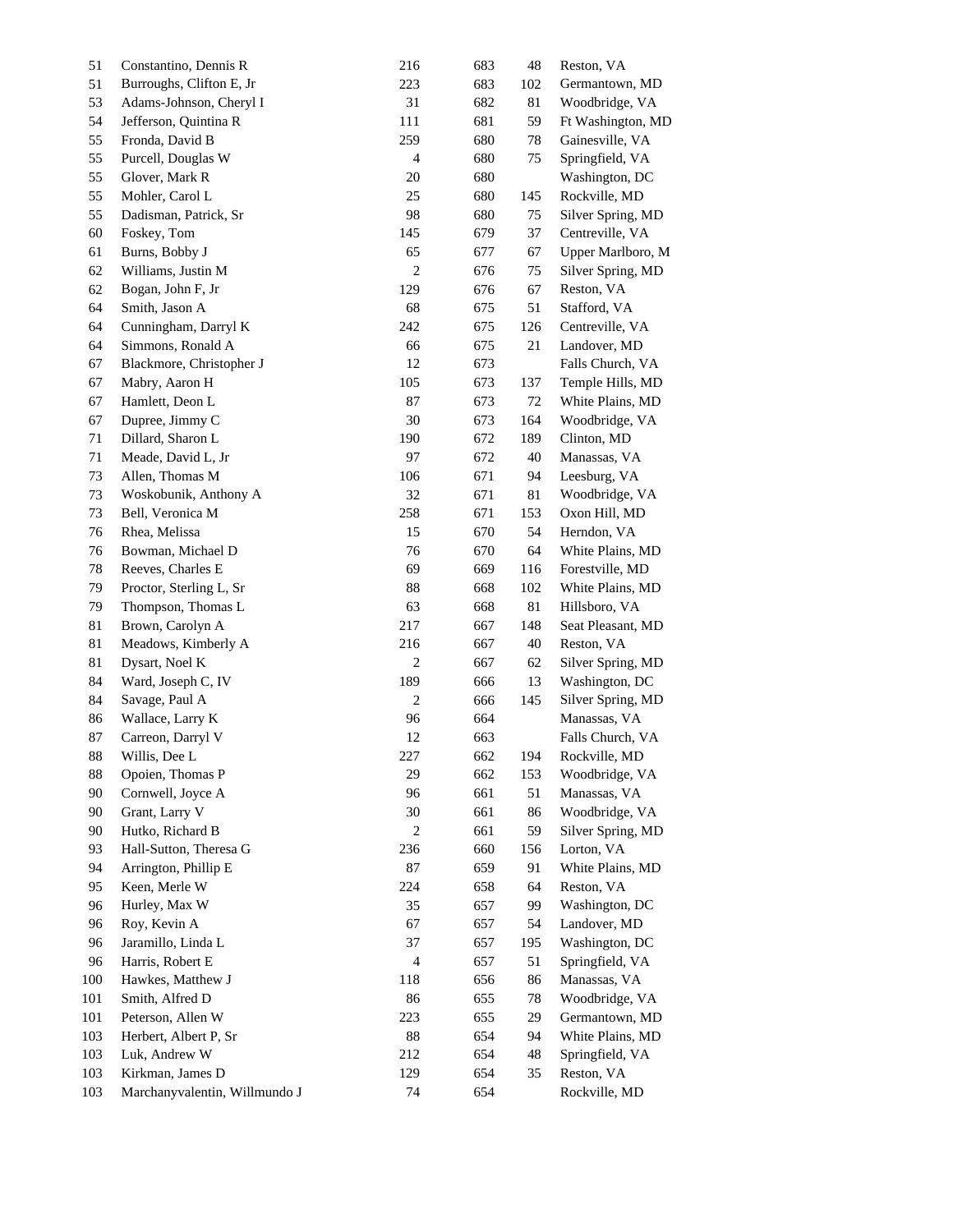| | | | | | |
|---|---|---|---|---|---|
| 51 | Constantino, Dennis R | 216 | 683 | 48 | Reston, VA |
| 51 | Burroughs, Clifton E, Jr | 223 | 683 | 102 | Germantown, MD |
| 53 | Adams-Johnson, Cheryl I | 31 | 682 | 81 | Woodbridge, VA |
| 54 | Jefferson, Quintina R | 111 | 681 | 59 | Ft Washington, MD |
| 55 | Fronda, David B | 259 | 680 | 78 | Gainesville, VA |
| 55 | Purcell, Douglas W | 4 | 680 | 75 | Springfield, VA |
| 55 | Glover, Mark R | 20 | 680 | | Washington, DC |
| 55 | Mohler, Carol L | 25 | 680 | 145 | Rockville, MD |
| 55 | Dadisman, Patrick, Sr | 98 | 680 | 75 | Silver Spring, MD |
| 60 | Foskey, Tom | 145 | 679 | 37 | Centreville, VA |
| 61 | Burns, Bobby J | 65 | 677 | 67 | Upper Marlboro, M |
| 62 | Williams, Justin M | 2 | 676 | 75 | Silver Spring, MD |
| 62 | Bogan, John F, Jr | 129 | 676 | 67 | Reston, VA |
| 64 | Smith, Jason A | 68 | 675 | 51 | Stafford, VA |
| 64 | Cunningham, Darryl K | 242 | 675 | 126 | Centreville, VA |
| 64 | Simmons, Ronald A | 66 | 675 | 21 | Landover, MD |
| 67 | Blackmore, Christopher J | 12 | 673 | | Falls Church, VA |
| 67 | Mabry, Aaron H | 105 | 673 | 137 | Temple Hills, MD |
| 67 | Hamlett, Deon L | 87 | 673 | 72 | White Plains, MD |
| 67 | Dupree, Jimmy C | 30 | 673 | 164 | Woodbridge, VA |
| 71 | Dillard, Sharon L | 190 | 672 | 189 | Clinton, MD |
| 71 | Meade, David L, Jr | 97 | 672 | 40 | Manassas, VA |
| 73 | Allen, Thomas M | 106 | 671 | 94 | Leesburg, VA |
| 73 | Woskobunik, Anthony A | 32 | 671 | 81 | Woodbridge, VA |
| 73 | Bell, Veronica M | 258 | 671 | 153 | Oxon Hill, MD |
| 76 | Rhea, Melissa | 15 | 670 | 54 | Herndon, VA |
| 76 | Bowman, Michael D | 76 | 670 | 64 | White Plains, MD |
| 78 | Reeves, Charles E | 69 | 669 | 116 | Forestville, MD |
| 79 | Proctor, Sterling L, Sr | 88 | 668 | 102 | White Plains, MD |
| 79 | Thompson, Thomas L | 63 | 668 | 81 | Hillsboro, VA |
| 81 | Brown, Carolyn A | 217 | 667 | 148 | Seat Pleasant, MD |
| 81 | Meadows, Kimberly A | 216 | 667 | 40 | Reston, VA |
| 81 | Dysart, Noel K | 2 | 667 | 62 | Silver Spring, MD |
| 84 | Ward, Joseph C, IV | 189 | 666 | 13 | Washington, DC |
| 84 | Savage, Paul A | 2 | 666 | 145 | Silver Spring, MD |
| 86 | Wallace, Larry K | 96 | 664 | | Manassas, VA |
| 87 | Carreon, Darryl V | 12 | 663 | | Falls Church, VA |
| 88 | Willis, Dee L | 227 | 662 | 194 | Rockville, MD |
| 88 | Opoien, Thomas P | 29 | 662 | 153 | Woodbridge, VA |
| 90 | Cornwell, Joyce A | 96 | 661 | 51 | Manassas, VA |
| 90 | Grant, Larry V | 30 | 661 | 86 | Woodbridge, VA |
| 90 | Hutko, Richard B | 2 | 661 | 59 | Silver Spring, MD |
| 93 | Hall-Sutton, Theresa G | 236 | 660 | 156 | Lorton, VA |
| 94 | Arrington, Phillip E | 87 | 659 | 91 | White Plains, MD |
| 95 | Keen, Merle W | 224 | 658 | 64 | Reston, VA |
| 96 | Hurley, Max W | 35 | 657 | 99 | Washington, DC |
| 96 | Roy, Kevin A | 67 | 657 | 54 | Landover, MD |
| 96 | Jaramillo, Linda L | 37 | 657 | 195 | Washington, DC |
| 96 | Harris, Robert E | 4 | 657 | 51 | Springfield, VA |
| 100 | Hawkes, Matthew J | 118 | 656 | 86 | Manassas, VA |
| 101 | Smith, Alfred D | 86 | 655 | 78 | Woodbridge, VA |
| 101 | Peterson, Allen W | 223 | 655 | 29 | Germantown, MD |
| 103 | Herbert, Albert P, Sr | 88 | 654 | 94 | White Plains, MD |
| 103 | Luk, Andrew W | 212 | 654 | 48 | Springfield, VA |
| 103 | Kirkman, James D | 129 | 654 | 35 | Reston, VA |
| 103 | Marchanyvalentin, Willmundo J | 74 | 654 | | Rockville, MD |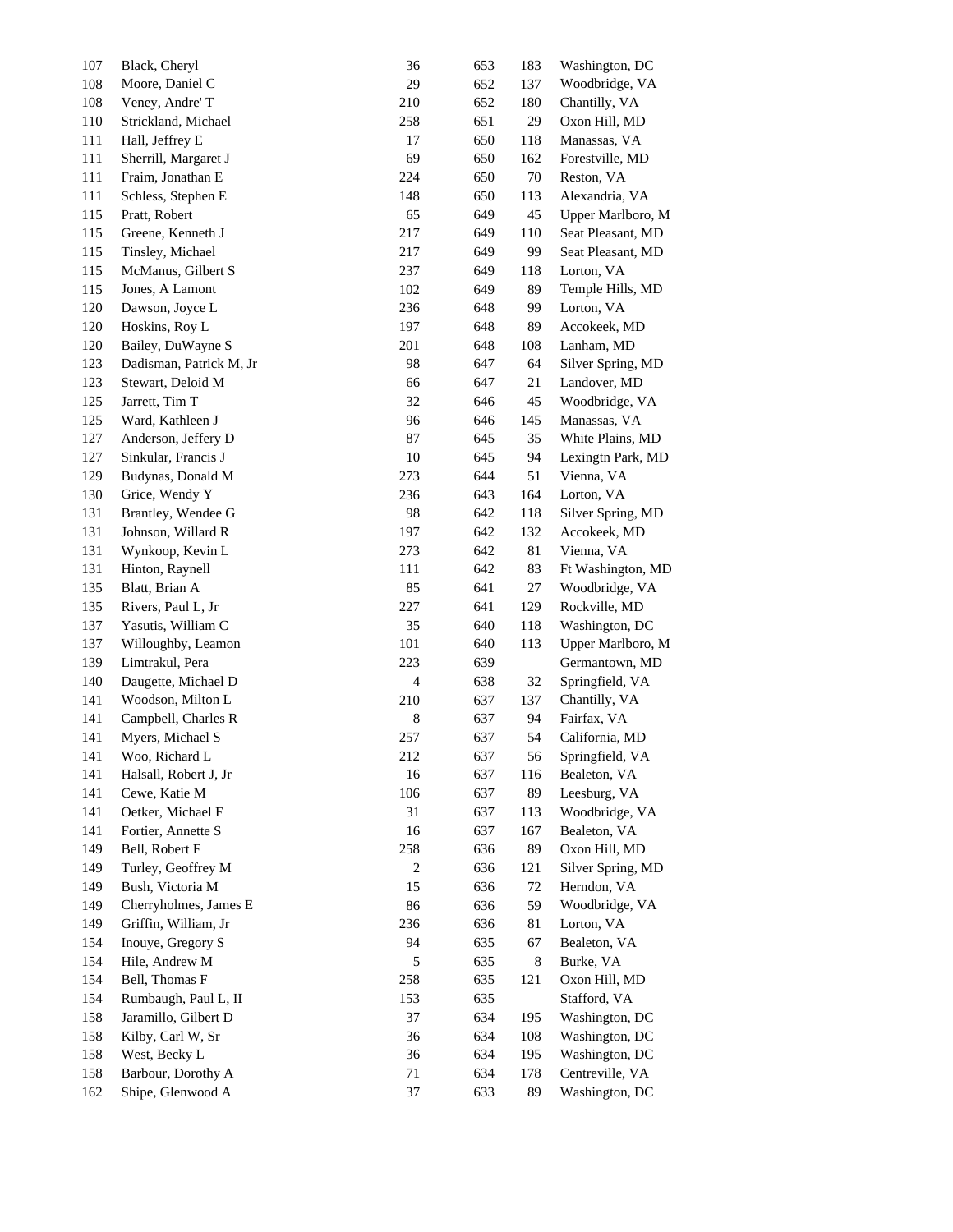| | | | | | |
|---|---|---|---|---|---|
| 107 | Black, Cheryl | 36 | 653 | 183 | Washington, DC |
| 108 | Moore, Daniel C | 29 | 652 | 137 | Woodbridge, VA |
| 108 | Veney, Andre' T | 210 | 652 | 180 | Chantilly, VA |
| 110 | Strickland, Michael | 258 | 651 | 29 | Oxon Hill, MD |
| 111 | Hall, Jeffrey E | 17 | 650 | 118 | Manassas, VA |
| 111 | Sherrill, Margaret J | 69 | 650 | 162 | Forestville, MD |
| 111 | Fraim, Jonathan E | 224 | 650 | 70 | Reston, VA |
| 111 | Schless, Stephen E | 148 | 650 | 113 | Alexandria, VA |
| 115 | Pratt, Robert | 65 | 649 | 45 | Upper Marlboro, M |
| 115 | Greene, Kenneth J | 217 | 649 | 110 | Seat Pleasant, MD |
| 115 | Tinsley, Michael | 217 | 649 | 99 | Seat Pleasant, MD |
| 115 | McManus, Gilbert S | 237 | 649 | 118 | Lorton, VA |
| 115 | Jones, A Lamont | 102 | 649 | 89 | Temple Hills, MD |
| 120 | Dawson, Joyce L | 236 | 648 | 99 | Lorton, VA |
| 120 | Hoskins, Roy L | 197 | 648 | 89 | Accokeek, MD |
| 120 | Bailey, DuWayne S | 201 | 648 | 108 | Lanham, MD |
| 123 | Dadisman, Patrick M, Jr | 98 | 647 | 64 | Silver Spring, MD |
| 123 | Stewart, Deloid M | 66 | 647 | 21 | Landover, MD |
| 125 | Jarrett, Tim T | 32 | 646 | 45 | Woodbridge, VA |
| 125 | Ward, Kathleen J | 96 | 646 | 145 | Manassas, VA |
| 127 | Anderson, Jeffery D | 87 | 645 | 35 | White Plains, MD |
| 127 | Sinkular, Francis J | 10 | 645 | 94 | Lexingtn Park, MD |
| 129 | Budynas, Donald M | 273 | 644 | 51 | Vienna, VA |
| 130 | Grice, Wendy Y | 236 | 643 | 164 | Lorton, VA |
| 131 | Brantley, Wendee G | 98 | 642 | 118 | Silver Spring, MD |
| 131 | Johnson, Willard R | 197 | 642 | 132 | Accokeek, MD |
| 131 | Wynkoop, Kevin L | 273 | 642 | 81 | Vienna, VA |
| 131 | Hinton, Raynell | 111 | 642 | 83 | Ft Washington, MD |
| 135 | Blatt, Brian A | 85 | 641 | 27 | Woodbridge, VA |
| 135 | Rivers, Paul L, Jr | 227 | 641 | 129 | Rockville, MD |
| 137 | Yasutis, William C | 35 | 640 | 118 | Washington, DC |
| 137 | Willoughby, Leamon | 101 | 640 | 113 | Upper Marlboro, M |
| 139 | Limtrakul, Pera | 223 | 639 | | Germantown, MD |
| 140 | Daugette, Michael D | 4 | 638 | 32 | Springfield, VA |
| 141 | Woodson, Milton L | 210 | 637 | 137 | Chantilly, VA |
| 141 | Campbell, Charles R | 8 | 637 | 94 | Fairfax, VA |
| 141 | Myers, Michael S | 257 | 637 | 54 | California, MD |
| 141 | Woo, Richard L | 212 | 637 | 56 | Springfield, VA |
| 141 | Halsall, Robert J, Jr | 16 | 637 | 116 | Bealeton, VA |
| 141 | Cewe, Katie M | 106 | 637 | 89 | Leesburg, VA |
| 141 | Oetker, Michael F | 31 | 637 | 113 | Woodbridge, VA |
| 141 | Fortier, Annette S | 16 | 637 | 167 | Bealeton, VA |
| 149 | Bell, Robert F | 258 | 636 | 89 | Oxon Hill, MD |
| 149 | Turley, Geoffrey M | 2 | 636 | 121 | Silver Spring, MD |
| 149 | Bush, Victoria M | 15 | 636 | 72 | Herndon, VA |
| 149 | Cherryholmes, James E | 86 | 636 | 59 | Woodbridge, VA |
| 149 | Griffin, William, Jr | 236 | 636 | 81 | Lorton, VA |
| 154 | Inouye, Gregory S | 94 | 635 | 67 | Bealeton, VA |
| 154 | Hile, Andrew M | 5 | 635 | 8 | Burke, VA |
| 154 | Bell, Thomas F | 258 | 635 | 121 | Oxon Hill, MD |
| 154 | Rumbaugh, Paul L, II | 153 | 635 | | Stafford, VA |
| 158 | Jaramillo, Gilbert D | 37 | 634 | 195 | Washington, DC |
| 158 | Kilby, Carl W, Sr | 36 | 634 | 108 | Washington, DC |
| 158 | West, Becky L | 36 | 634 | 195 | Washington, DC |
| 158 | Barbour, Dorothy A | 71 | 634 | 178 | Centreville, VA |
| 162 | Shipe, Glenwood A | 37 | 633 | 89 | Washington, DC |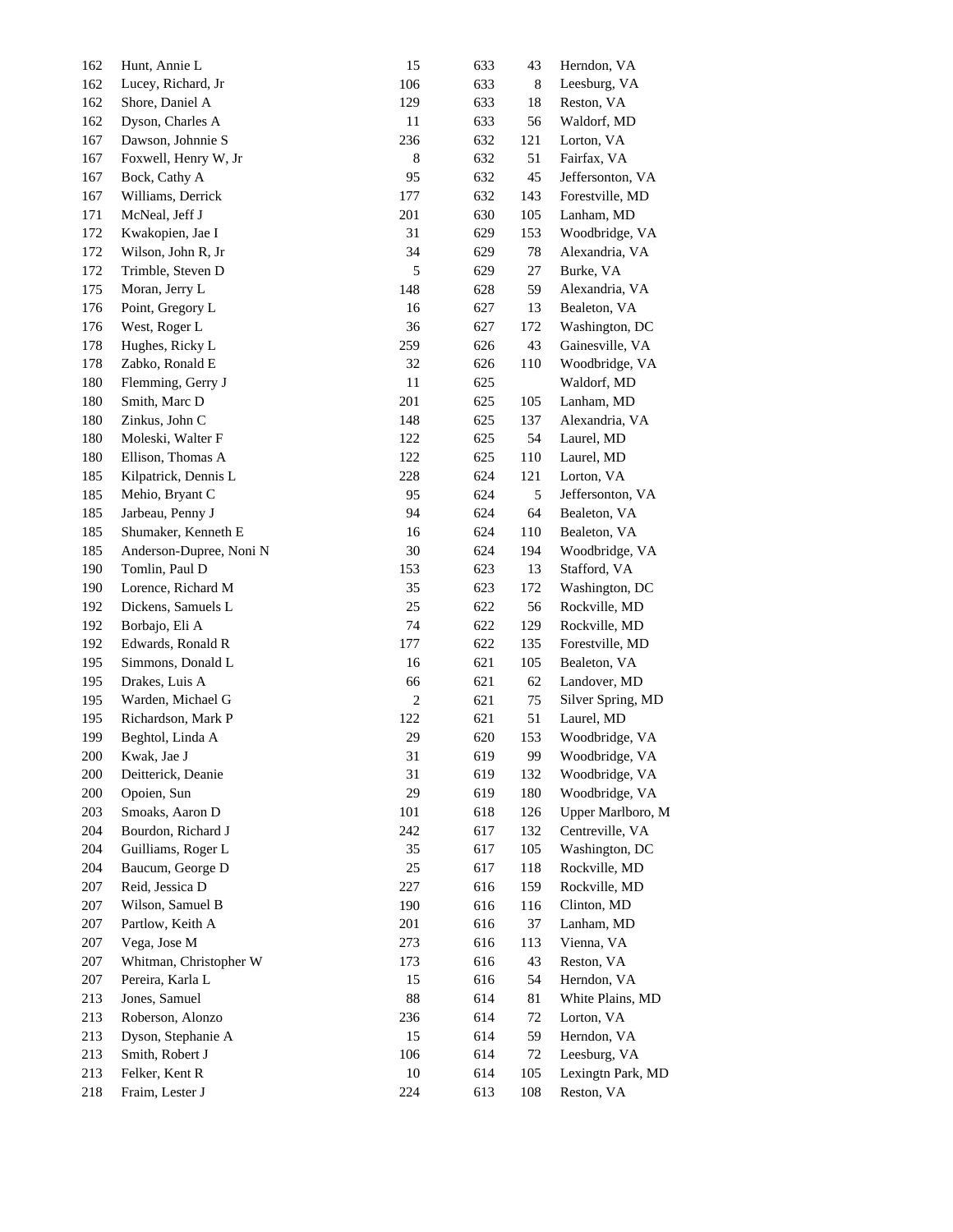| | | | | | |
|---|---|---|---|---|---|
| 162 | Hunt, Annie L | 15 | 633 | 43 | Herndon, VA |
| 162 | Lucey, Richard, Jr | 106 | 633 | 8 | Leesburg, VA |
| 162 | Shore, Daniel A | 129 | 633 | 18 | Reston, VA |
| 162 | Dyson, Charles A | 11 | 633 | 56 | Waldorf, MD |
| 167 | Dawson, Johnnie S | 236 | 632 | 121 | Lorton, VA |
| 167 | Foxwell, Henry W, Jr | 8 | 632 | 51 | Fairfax, VA |
| 167 | Bock, Cathy A | 95 | 632 | 45 | Jeffersonton, VA |
| 167 | Williams, Derrick | 177 | 632 | 143 | Forestville, MD |
| 171 | McNeal, Jeff J | 201 | 630 | 105 | Lanham, MD |
| 172 | Kwakopien, Jae I | 31 | 629 | 153 | Woodbridge, VA |
| 172 | Wilson, John R, Jr | 34 | 629 | 78 | Alexandria, VA |
| 172 | Trimble, Steven D | 5 | 629 | 27 | Burke, VA |
| 175 | Moran, Jerry L | 148 | 628 | 59 | Alexandria, VA |
| 176 | Point, Gregory L | 16 | 627 | 13 | Bealeton, VA |
| 176 | West, Roger L | 36 | 627 | 172 | Washington, DC |
| 178 | Hughes, Ricky L | 259 | 626 | 43 | Gainesville, VA |
| 178 | Zabko, Ronald E | 32 | 626 | 110 | Woodbridge, VA |
| 180 | Flemming, Gerry J | 11 | 625 | | Waldorf, MD |
| 180 | Smith, Marc D | 201 | 625 | 105 | Lanham, MD |
| 180 | Zinkus, John C | 148 | 625 | 137 | Alexandria, VA |
| 180 | Moleski, Walter F | 122 | 625 | 54 | Laurel, MD |
| 180 | Ellison, Thomas A | 122 | 625 | 110 | Laurel, MD |
| 185 | Kilpatrick, Dennis L | 228 | 624 | 121 | Lorton, VA |
| 185 | Mehio, Bryant C | 95 | 624 | 5 | Jeffersonton, VA |
| 185 | Jarbeau, Penny J | 94 | 624 | 64 | Bealeton, VA |
| 185 | Shumaker, Kenneth E | 16 | 624 | 110 | Bealeton, VA |
| 185 | Anderson-Dupree, Noni N | 30 | 624 | 194 | Woodbridge, VA |
| 190 | Tomlin, Paul D | 153 | 623 | 13 | Stafford, VA |
| 190 | Lorence, Richard M | 35 | 623 | 172 | Washington, DC |
| 192 | Dickens, Samuels L | 25 | 622 | 56 | Rockville, MD |
| 192 | Borbajo, Eli A | 74 | 622 | 129 | Rockville, MD |
| 192 | Edwards, Ronald R | 177 | 622 | 135 | Forestville, MD |
| 195 | Simmons, Donald L | 16 | 621 | 105 | Bealeton, VA |
| 195 | Drakes, Luis A | 66 | 621 | 62 | Landover, MD |
| 195 | Warden, Michael G | 2 | 621 | 75 | Silver Spring, MD |
| 195 | Richardson, Mark P | 122 | 621 | 51 | Laurel, MD |
| 199 | Beghtol, Linda A | 29 | 620 | 153 | Woodbridge, VA |
| 200 | Kwak, Jae J | 31 | 619 | 99 | Woodbridge, VA |
| 200 | Deitterick, Deanie | 31 | 619 | 132 | Woodbridge, VA |
| 200 | Opoien, Sun | 29 | 619 | 180 | Woodbridge, VA |
| 203 | Smoaks, Aaron D | 101 | 618 | 126 | Upper Marlboro, M |
| 204 | Bourdon, Richard J | 242 | 617 | 132 | Centreville, VA |
| 204 | Guilliams, Roger L | 35 | 617 | 105 | Washington, DC |
| 204 | Baucum, George D | 25 | 617 | 118 | Rockville, MD |
| 207 | Reid, Jessica D | 227 | 616 | 159 | Rockville, MD |
| 207 | Wilson, Samuel B | 190 | 616 | 116 | Clinton, MD |
| 207 | Partlow, Keith A | 201 | 616 | 37 | Lanham, MD |
| 207 | Vega, Jose M | 273 | 616 | 113 | Vienna, VA |
| 207 | Whitman, Christopher W | 173 | 616 | 43 | Reston, VA |
| 207 | Pereira, Karla L | 15 | 616 | 54 | Herndon, VA |
| 213 | Jones, Samuel | 88 | 614 | 81 | White Plains, MD |
| 213 | Roberson, Alonzo | 236 | 614 | 72 | Lorton, VA |
| 213 | Dyson, Stephanie A | 15 | 614 | 59 | Herndon, VA |
| 213 | Smith, Robert J | 106 | 614 | 72 | Leesburg, VA |
| 213 | Felker, Kent R | 10 | 614 | 105 | Lexingtn Park, MD |
| 218 | Fraim, Lester J | 224 | 613 | 108 | Reston, VA |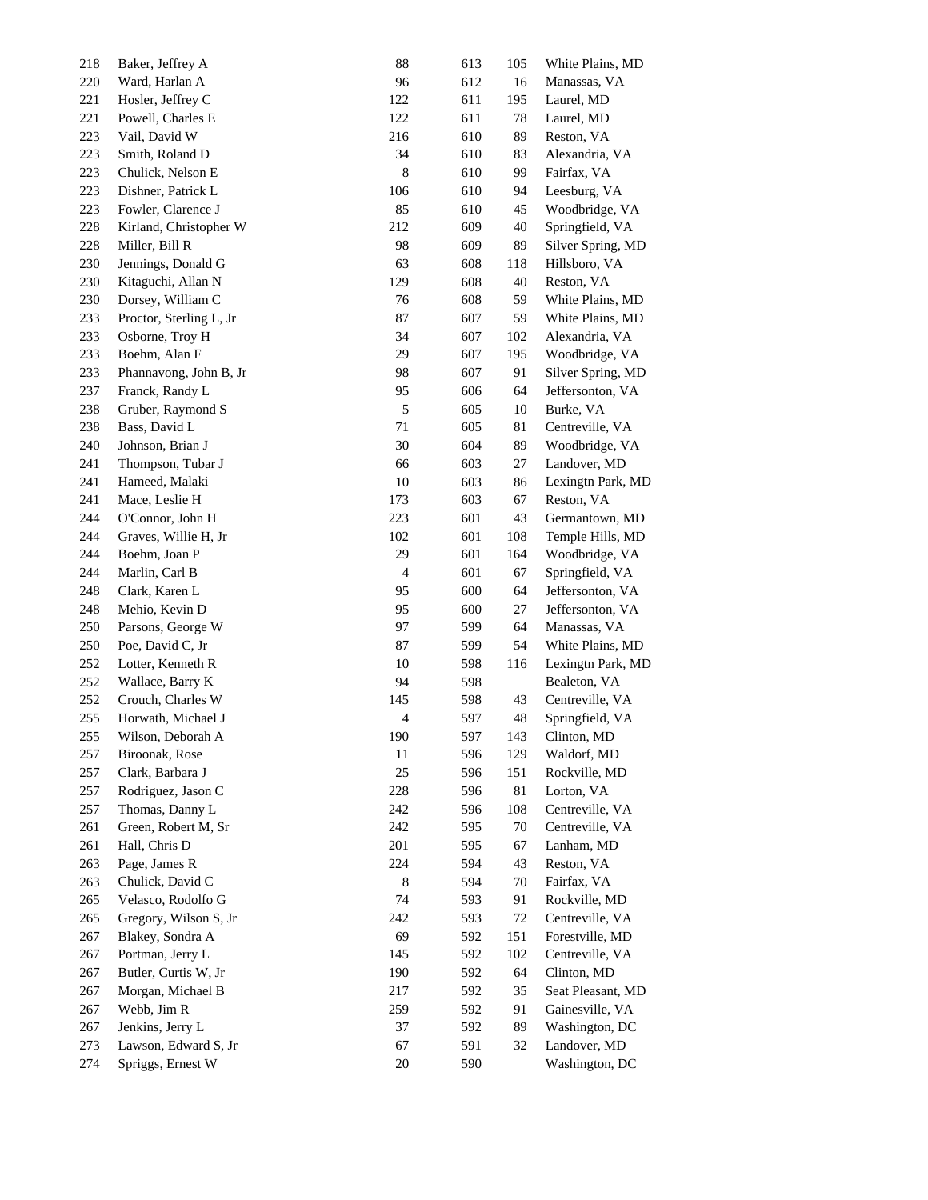| | | | | | |
|---|---|---|---|---|---|
| 218 | Baker, Jeffrey A | 88 | 613 | 105 | White Plains, MD |
| 220 | Ward, Harlan A | 96 | 612 | 16 | Manassas, VA |
| 221 | Hosler, Jeffrey C | 122 | 611 | 195 | Laurel, MD |
| 221 | Powell, Charles E | 122 | 611 | 78 | Laurel, MD |
| 223 | Vail, David W | 216 | 610 | 89 | Reston, VA |
| 223 | Smith, Roland D | 34 | 610 | 83 | Alexandria, VA |
| 223 | Chulick, Nelson E | 8 | 610 | 99 | Fairfax, VA |
| 223 | Dishner, Patrick L | 106 | 610 | 94 | Leesburg, VA |
| 223 | Fowler, Clarence J | 85 | 610 | 45 | Woodbridge, VA |
| 228 | Kirland, Christopher W | 212 | 609 | 40 | Springfield, VA |
| 228 | Miller, Bill R | 98 | 609 | 89 | Silver Spring, MD |
| 230 | Jennings, Donald G | 63 | 608 | 118 | Hillsboro, VA |
| 230 | Kitaguchi, Allan N | 129 | 608 | 40 | Reston, VA |
| 230 | Dorsey, William C | 76 | 608 | 59 | White Plains, MD |
| 233 | Proctor, Sterling L, Jr | 87 | 607 | 59 | White Plains, MD |
| 233 | Osborne, Troy H | 34 | 607 | 102 | Alexandria, VA |
| 233 | Boehm, Alan F | 29 | 607 | 195 | Woodbridge, VA |
| 233 | Phannavong, John B, Jr | 98 | 607 | 91 | Silver Spring, MD |
| 237 | Franck, Randy L | 95 | 606 | 64 | Jeffersonton, VA |
| 238 | Gruber, Raymond S | 5 | 605 | 10 | Burke, VA |
| 238 | Bass, David L | 71 | 605 | 81 | Centreville, VA |
| 240 | Johnson, Brian J | 30 | 604 | 89 | Woodbridge, VA |
| 241 | Thompson, Tubar J | 66 | 603 | 27 | Landover, MD |
| 241 | Hameed, Malaki | 10 | 603 | 86 | Lexingtn Park, MD |
| 241 | Mace, Leslie H | 173 | 603 | 67 | Reston, VA |
| 244 | O'Connor, John H | 223 | 601 | 43 | Germantown, MD |
| 244 | Graves, Willie H, Jr | 102 | 601 | 108 | Temple Hills, MD |
| 244 | Boehm, Joan P | 29 | 601 | 164 | Woodbridge, VA |
| 244 | Marlin, Carl B | 4 | 601 | 67 | Springfield, VA |
| 248 | Clark, Karen L | 95 | 600 | 64 | Jeffersonton, VA |
| 248 | Mehio, Kevin D | 95 | 600 | 27 | Jeffersonton, VA |
| 250 | Parsons, George W | 97 | 599 | 64 | Manassas, VA |
| 250 | Poe, David C, Jr | 87 | 599 | 54 | White Plains, MD |
| 252 | Lotter, Kenneth R | 10 | 598 | 116 | Lexingtn Park, MD |
| 252 | Wallace, Barry K | 94 | 598 | | Bealeton, VA |
| 252 | Crouch, Charles W | 145 | 598 | 43 | Centreville, VA |
| 255 | Horwath, Michael J | 4 | 597 | 48 | Springfield, VA |
| 255 | Wilson, Deborah A | 190 | 597 | 143 | Clinton, MD |
| 257 | Biroonak, Rose | 11 | 596 | 129 | Waldorf, MD |
| 257 | Clark, Barbara J | 25 | 596 | 151 | Rockville, MD |
| 257 | Rodriguez, Jason C | 228 | 596 | 81 | Lorton, VA |
| 257 | Thomas, Danny L | 242 | 596 | 108 | Centreville, VA |
| 261 | Green, Robert M, Sr | 242 | 595 | 70 | Centreville, VA |
| 261 | Hall, Chris D | 201 | 595 | 67 | Lanham, MD |
| 263 | Page, James R | 224 | 594 | 43 | Reston, VA |
| 263 | Chulick, David C | 8 | 594 | 70 | Fairfax, VA |
| 265 | Velasco, Rodolfo G | 74 | 593 | 91 | Rockville, MD |
| 265 | Gregory, Wilson S, Jr | 242 | 593 | 72 | Centreville, VA |
| 267 | Blakey, Sondra A | 69 | 592 | 151 | Forestville, MD |
| 267 | Portman, Jerry L | 145 | 592 | 102 | Centreville, VA |
| 267 | Butler, Curtis W, Jr | 190 | 592 | 64 | Clinton, MD |
| 267 | Morgan, Michael B | 217 | 592 | 35 | Seat Pleasant, MD |
| 267 | Webb, Jim R | 259 | 592 | 91 | Gainesville, VA |
| 267 | Jenkins, Jerry L | 37 | 592 | 89 | Washington, DC |
| 273 | Lawson, Edward S, Jr | 67 | 591 | 32 | Landover, MD |
| 274 | Spriggs, Ernest W | 20 | 590 | | Washington, DC |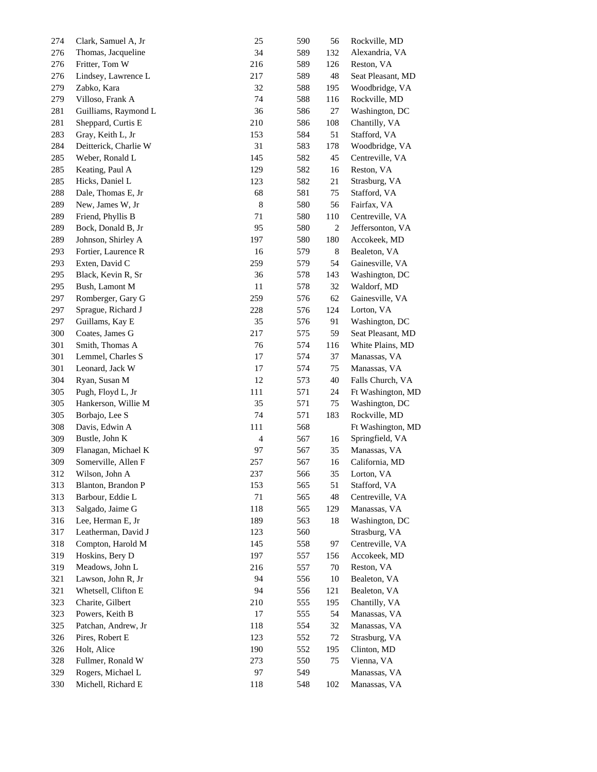| | | | | | |
|---|---|---|---|---|---|
| 274 | Clark, Samuel A, Jr | 25 | 590 | 56 | Rockville, MD |
| 276 | Thomas, Jacqueline | 34 | 589 | 132 | Alexandria, VA |
| 276 | Fritter, Tom W | 216 | 589 | 126 | Reston, VA |
| 276 | Lindsey, Lawrence L | 217 | 589 | 48 | Seat Pleasant, MD |
| 279 | Zabko, Kara | 32 | 588 | 195 | Woodbridge, VA |
| 279 | Villoso, Frank A | 74 | 588 | 116 | Rockville, MD |
| 281 | Guilliams, Raymond L | 36 | 586 | 27 | Washington, DC |
| 281 | Sheppard, Curtis E | 210 | 586 | 108 | Chantilly, VA |
| 283 | Gray, Keith L, Jr | 153 | 584 | 51 | Stafford, VA |
| 284 | Deitterick, Charlie W | 31 | 583 | 178 | Woodbridge, VA |
| 285 | Weber, Ronald L | 145 | 582 | 45 | Centreville, VA |
| 285 | Keating, Paul A | 129 | 582 | 16 | Reston, VA |
| 285 | Hicks, Daniel L | 123 | 582 | 21 | Strasburg, VA |
| 288 | Dale, Thomas E, Jr | 68 | 581 | 75 | Stafford, VA |
| 289 | New, James W, Jr | 8 | 580 | 56 | Fairfax, VA |
| 289 | Friend, Phyllis B | 71 | 580 | 110 | Centreville, VA |
| 289 | Bock, Donald B, Jr | 95 | 580 | 2 | Jeffersonton, VA |
| 289 | Johnson, Shirley A | 197 | 580 | 180 | Accokeek, MD |
| 293 | Fortier, Laurence R | 16 | 579 | 8 | Bealeton, VA |
| 293 | Exten, David C | 259 | 579 | 54 | Gainesville, VA |
| 295 | Black, Kevin R, Sr | 36 | 578 | 143 | Washington, DC |
| 295 | Bush, Lamont M | 11 | 578 | 32 | Waldorf, MD |
| 297 | Romberger, Gary G | 259 | 576 | 62 | Gainesville, VA |
| 297 | Sprague, Richard J | 228 | 576 | 124 | Lorton, VA |
| 297 | Guillams, Kay E | 35 | 576 | 91 | Washington, DC |
| 300 | Coates, James G | 217 | 575 | 59 | Seat Pleasant, MD |
| 301 | Smith, Thomas A | 76 | 574 | 116 | White Plains, MD |
| 301 | Lemmel, Charles S | 17 | 574 | 37 | Manassas, VA |
| 301 | Leonard, Jack W | 17 | 574 | 75 | Manassas, VA |
| 304 | Ryan, Susan M | 12 | 573 | 40 | Falls Church, VA |
| 305 | Pugh, Floyd L, Jr | 111 | 571 | 24 | Ft Washington, MD |
| 305 | Hankerson, Willie M | 35 | 571 | 75 | Washington, DC |
| 305 | Borbajo, Lee S | 74 | 571 | 183 | Rockville, MD |
| 308 | Davis, Edwin A | 111 | 568 | | Ft Washington, MD |
| 309 | Bustle, John K | 4 | 567 | 16 | Springfield, VA |
| 309 | Flanagan, Michael K | 97 | 567 | 35 | Manassas, VA |
| 309 | Somerville, Allen F | 257 | 567 | 16 | California, MD |
| 312 | Wilson, John A | 237 | 566 | 35 | Lorton, VA |
| 313 | Blanton, Brandon P | 153 | 565 | 51 | Stafford, VA |
| 313 | Barbour, Eddie L | 71 | 565 | 48 | Centreville, VA |
| 313 | Salgado, Jaime G | 118 | 565 | 129 | Manassas, VA |
| 316 | Lee, Herman E, Jr | 189 | 563 | 18 | Washington, DC |
| 317 | Leatherman, David J | 123 | 560 | | Strasburg, VA |
| 318 | Compton, Harold M | 145 | 558 | 97 | Centreville, VA |
| 319 | Hoskins, Bery D | 197 | 557 | 156 | Accokeek, MD |
| 319 | Meadows, John L | 216 | 557 | 70 | Reston, VA |
| 321 | Lawson, John R, Jr | 94 | 556 | 10 | Bealeton, VA |
| 321 | Whetsell, Clifton E | 94 | 556 | 121 | Bealeton, VA |
| 323 | Charite, Gilbert | 210 | 555 | 195 | Chantilly, VA |
| 323 | Powers, Keith B | 17 | 555 | 54 | Manassas, VA |
| 325 | Patchan, Andrew, Jr | 118 | 554 | 32 | Manassas, VA |
| 326 | Pires, Robert E | 123 | 552 | 72 | Strasburg, VA |
| 326 | Holt, Alice | 190 | 552 | 195 | Clinton, MD |
| 328 | Fullmer, Ronald W | 273 | 550 | 75 | Vienna, VA |
| 329 | Rogers, Michael L | 97 | 549 | | Manassas, VA |
| 330 | Michell, Richard E | 118 | 548 | 102 | Manassas, VA |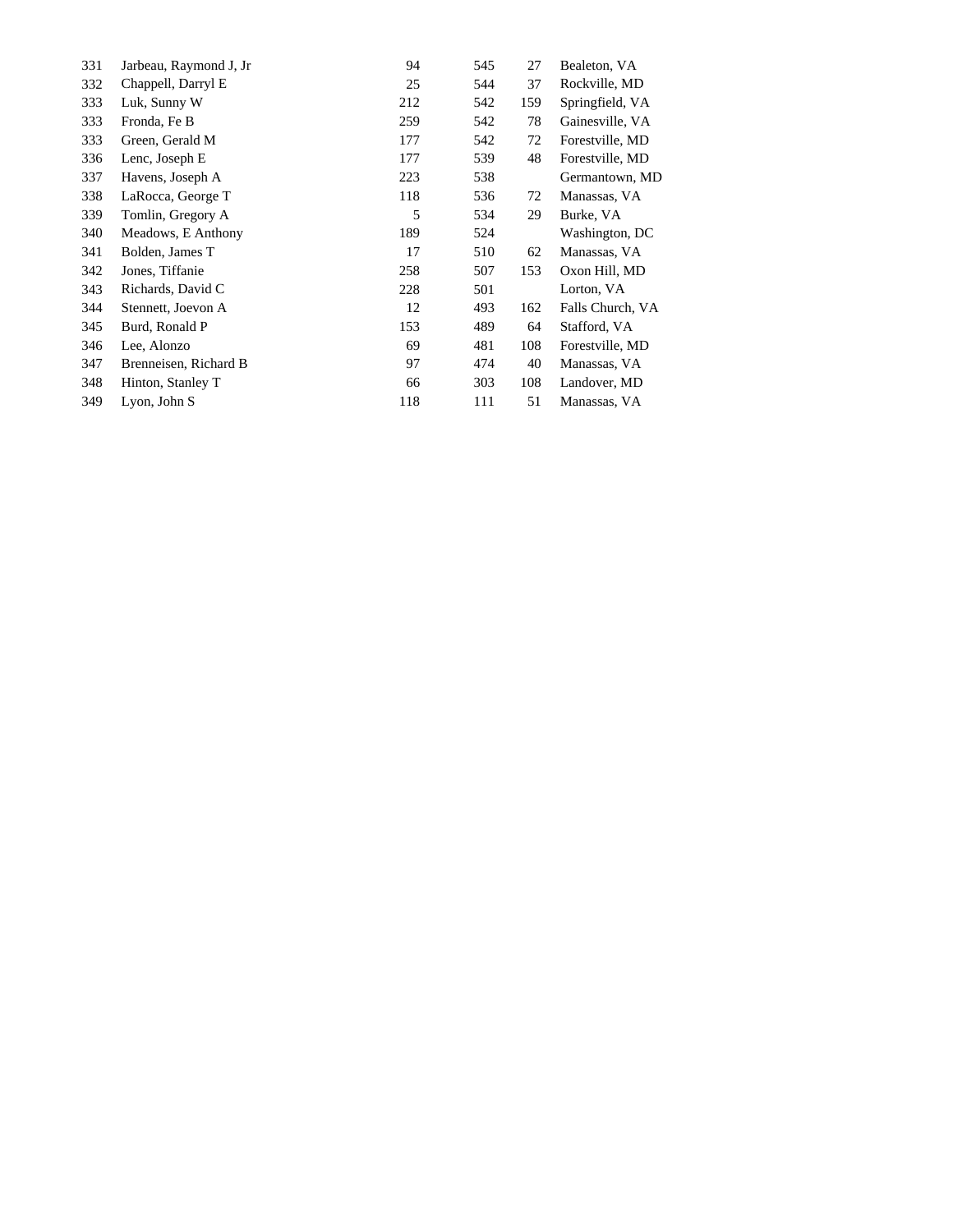| | | | | | |
|---|---|---|---|---|---|
| 331 | Jarbeau, Raymond J, Jr | 94 | 545 | 27 | Bealeton, VA |
| 332 | Chappell, Darryl E | 25 | 544 | 37 | Rockville, MD |
| 333 | Luk, Sunny W | 212 | 542 | 159 | Springfield, VA |
| 333 | Fronda, Fe B | 259 | 542 | 78 | Gainesville, VA |
| 333 | Green, Gerald M | 177 | 542 | 72 | Forestville, MD |
| 336 | Lenc, Joseph E | 177 | 539 | 48 | Forestville, MD |
| 337 | Havens, Joseph A | 223 | 538 | | Germantown, MD |
| 338 | LaRocca, George T | 118 | 536 | 72 | Manassas, VA |
| 339 | Tomlin, Gregory A | 5 | 534 | 29 | Burke, VA |
| 340 | Meadows, E Anthony | 189 | 524 | | Washington, DC |
| 341 | Bolden, James T | 17 | 510 | 62 | Manassas, VA |
| 342 | Jones, Tiffanie | 258 | 507 | 153 | Oxon Hill, MD |
| 343 | Richards, David C | 228 | 501 | | Lorton, VA |
| 344 | Stennett, Joevon A | 12 | 493 | 162 | Falls Church, VA |
| 345 | Burd, Ronald P | 153 | 489 | 64 | Stafford, VA |
| 346 | Lee, Alonzo | 69 | 481 | 108 | Forestville, MD |
| 347 | Brenneisen, Richard B | 97 | 474 | 40 | Manassas, VA |
| 348 | Hinton, Stanley T | 66 | 303 | 108 | Landover, MD |
| 349 | Lyon, John S | 118 | 111 | 51 | Manassas, VA |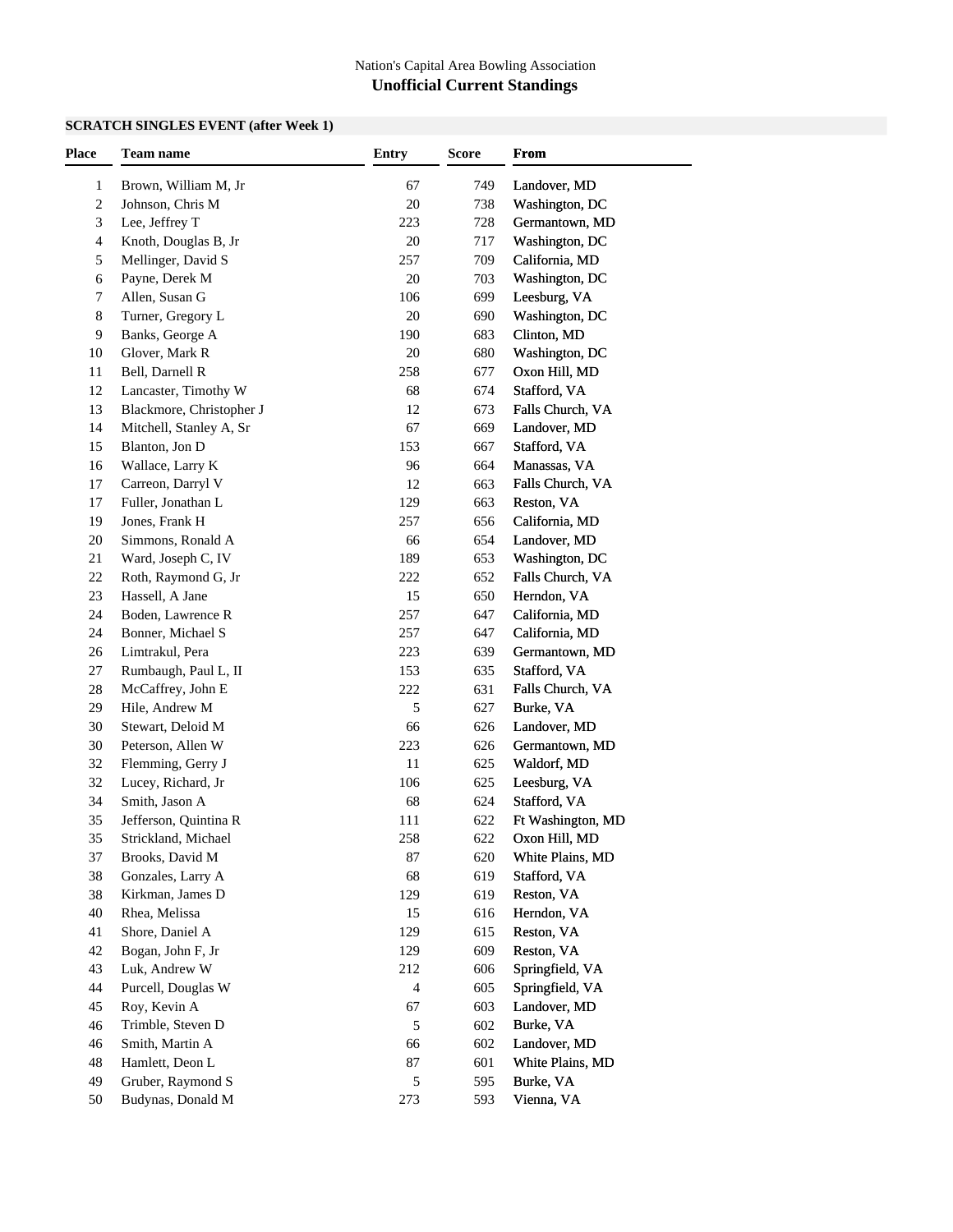Nation's Capital Area Bowling Association

## Unofficial Current Standings

### SCRATCH SINGLES EVENT (after Week 1)

| Place | Team name | Entry | Score | From |
|---|---|---|---|---|
| 1 | Brown, William M, Jr | 67 | 749 | Landover, MD |
| 2 | Johnson, Chris M | 20 | 738 | Washington, DC |
| 3 | Lee, Jeffrey T | 223 | 728 | Germantown, MD |
| 4 | Knoth, Douglas B, Jr | 20 | 717 | Washington, DC |
| 5 | Mellinger, David S | 257 | 709 | California, MD |
| 6 | Payne, Derek M | 20 | 703 | Washington, DC |
| 7 | Allen, Susan G | 106 | 699 | Leesburg, VA |
| 8 | Turner, Gregory L | 20 | 690 | Washington, DC |
| 9 | Banks, George A | 190 | 683 | Clinton, MD |
| 10 | Glover, Mark R | 20 | 680 | Washington, DC |
| 11 | Bell, Darnell R | 258 | 677 | Oxon Hill, MD |
| 12 | Lancaster, Timothy W | 68 | 674 | Stafford, VA |
| 13 | Blackmore, Christopher J | 12 | 673 | Falls Church, VA |
| 14 | Mitchell, Stanley A, Sr | 67 | 669 | Landover, MD |
| 15 | Blanton, Jon D | 153 | 667 | Stafford, VA |
| 16 | Wallace, Larry K | 96 | 664 | Manassas, VA |
| 17 | Carreon, Darryl V | 12 | 663 | Falls Church, VA |
| 17 | Fuller, Jonathan L | 129 | 663 | Reston, VA |
| 19 | Jones, Frank H | 257 | 656 | California, MD |
| 20 | Simmons, Ronald A | 66 | 654 | Landover, MD |
| 21 | Ward, Joseph C, IV | 189 | 653 | Washington, DC |
| 22 | Roth, Raymond G, Jr | 222 | 652 | Falls Church, VA |
| 23 | Hassell, A Jane | 15 | 650 | Herndon, VA |
| 24 | Boden, Lawrence R | 257 | 647 | California, MD |
| 24 | Bonner, Michael S | 257 | 647 | California, MD |
| 26 | Limtrakul, Pera | 223 | 639 | Germantown, MD |
| 27 | Rumbaugh, Paul L, II | 153 | 635 | Stafford, VA |
| 28 | McCaffrey, John E | 222 | 631 | Falls Church, VA |
| 29 | Hile, Andrew M | 5 | 627 | Burke, VA |
| 30 | Stewart, Deloid M | 66 | 626 | Landover, MD |
| 30 | Peterson, Allen W | 223 | 626 | Germantown, MD |
| 32 | Flemming, Gerry J | 11 | 625 | Waldorf, MD |
| 32 | Lucey, Richard, Jr | 106 | 625 | Leesburg, VA |
| 34 | Smith, Jason A | 68 | 624 | Stafford, VA |
| 35 | Jefferson, Quintina R | 111 | 622 | Ft Washington, MD |
| 35 | Strickland, Michael | 258 | 622 | Oxon Hill, MD |
| 37 | Brooks, David M | 87 | 620 | White Plains, MD |
| 38 | Gonzales, Larry A | 68 | 619 | Stafford, VA |
| 38 | Kirkman, James D | 129 | 619 | Reston, VA |
| 40 | Rhea, Melissa | 15 | 616 | Herndon, VA |
| 41 | Shore, Daniel A | 129 | 615 | Reston, VA |
| 42 | Bogan, John F, Jr | 129 | 609 | Reston, VA |
| 43 | Luk, Andrew W | 212 | 606 | Springfield, VA |
| 44 | Purcell, Douglas W | 4 | 605 | Springfield, VA |
| 45 | Roy, Kevin A | 67 | 603 | Landover, MD |
| 46 | Trimble, Steven D | 5 | 602 | Burke, VA |
| 46 | Smith, Martin A | 66 | 602 | Landover, MD |
| 48 | Hamlett, Deon L | 87 | 601 | White Plains, MD |
| 49 | Gruber, Raymond S | 5 | 595 | Burke, VA |
| 50 | Budynas, Donald M | 273 | 593 | Vienna, VA |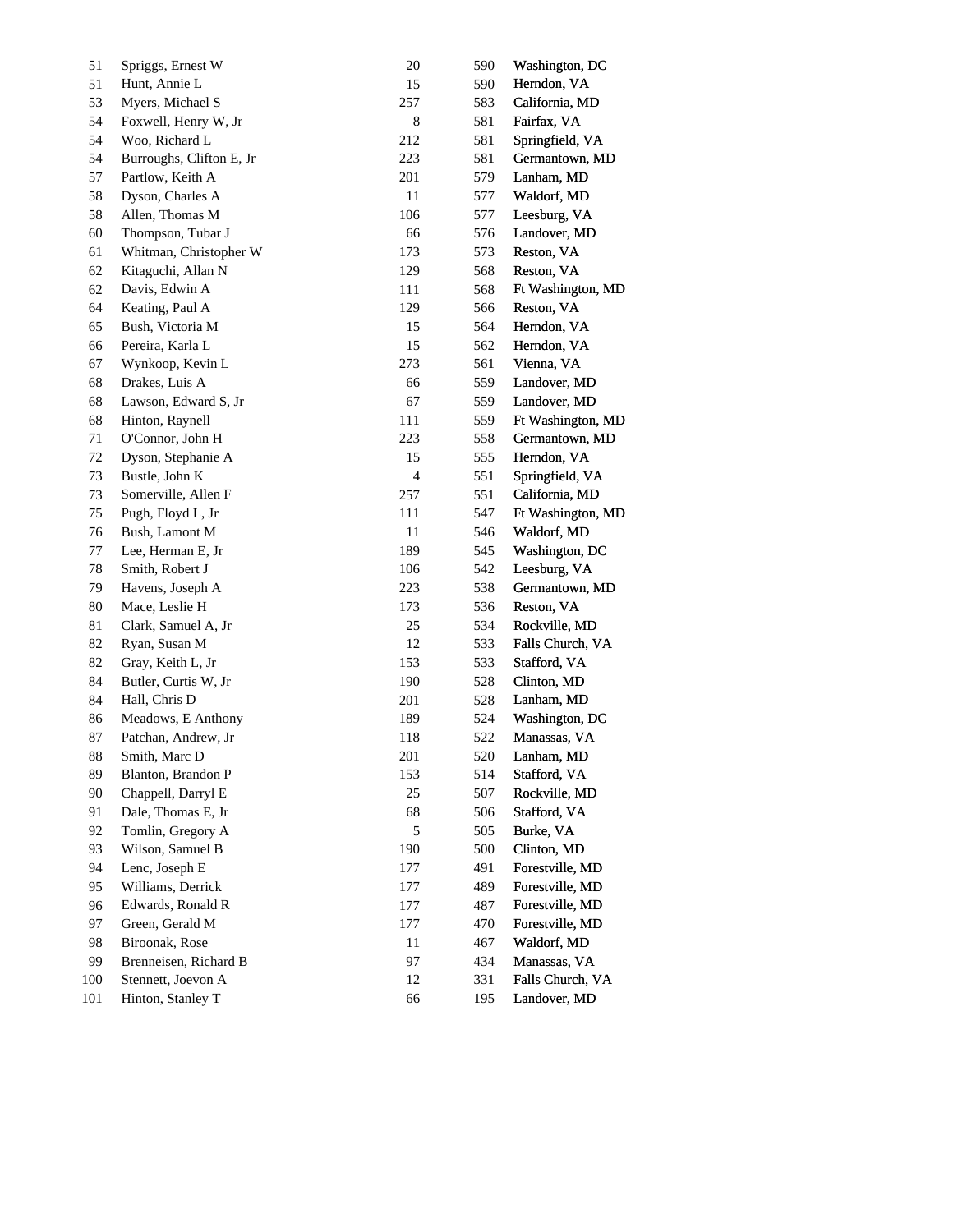| | | | | |
|---|---|---|---|---|
| 51 | Spriggs, Ernest W | 20 | 590 | Washington, DC |
| 51 | Hunt, Annie L | 15 | 590 | Herndon, VA |
| 53 | Myers, Michael S | 257 | 583 | California, MD |
| 54 | Foxwell, Henry W, Jr | 8 | 581 | Fairfax, VA |
| 54 | Woo, Richard L | 212 | 581 | Springfield, VA |
| 54 | Burroughs, Clifton E, Jr | 223 | 581 | Germantown, MD |
| 57 | Partlow, Keith A | 201 | 579 | Lanham, MD |
| 58 | Dyson, Charles A | 11 | 577 | Waldorf, MD |
| 58 | Allen, Thomas M | 106 | 577 | Leesburg, VA |
| 60 | Thompson, Tubar J | 66 | 576 | Landover, MD |
| 61 | Whitman, Christopher W | 173 | 573 | Reston, VA |
| 62 | Kitaguchi, Allan N | 129 | 568 | Reston, VA |
| 62 | Davis, Edwin A | 111 | 568 | Ft Washington, MD |
| 64 | Keating, Paul A | 129 | 566 | Reston, VA |
| 65 | Bush, Victoria M | 15 | 564 | Herndon, VA |
| 66 | Pereira, Karla L | 15 | 562 | Herndon, VA |
| 67 | Wynkoop, Kevin L | 273 | 561 | Vienna, VA |
| 68 | Drakes, Luis A | 66 | 559 | Landover, MD |
| 68 | Lawson, Edward S, Jr | 67 | 559 | Landover, MD |
| 68 | Hinton, Raynell | 111 | 559 | Ft Washington, MD |
| 71 | O'Connor, John H | 223 | 558 | Germantown, MD |
| 72 | Dyson, Stephanie A | 15 | 555 | Herndon, VA |
| 73 | Bustle, John K | 4 | 551 | Springfield, VA |
| 73 | Somerville, Allen F | 257 | 551 | California, MD |
| 75 | Pugh, Floyd L, Jr | 111 | 547 | Ft Washington, MD |
| 76 | Bush, Lamont M | 11 | 546 | Waldorf, MD |
| 77 | Lee, Herman E, Jr | 189 | 545 | Washington, DC |
| 78 | Smith, Robert J | 106 | 542 | Leesburg, VA |
| 79 | Havens, Joseph A | 223 | 538 | Germantown, MD |
| 80 | Mace, Leslie H | 173 | 536 | Reston, VA |
| 81 | Clark, Samuel A, Jr | 25 | 534 | Rockville, MD |
| 82 | Ryan, Susan M | 12 | 533 | Falls Church, VA |
| 82 | Gray, Keith L, Jr | 153 | 533 | Stafford, VA |
| 84 | Butler, Curtis W, Jr | 190 | 528 | Clinton, MD |
| 84 | Hall, Chris D | 201 | 528 | Lanham, MD |
| 86 | Meadows, E Anthony | 189 | 524 | Washington, DC |
| 87 | Patchan, Andrew, Jr | 118 | 522 | Manassas, VA |
| 88 | Smith, Marc D | 201 | 520 | Lanham, MD |
| 89 | Blanton, Brandon P | 153 | 514 | Stafford, VA |
| 90 | Chappell, Darryl E | 25 | 507 | Rockville, MD |
| 91 | Dale, Thomas E, Jr | 68 | 506 | Stafford, VA |
| 92 | Tomlin, Gregory A | 5 | 505 | Burke, VA |
| 93 | Wilson, Samuel B | 190 | 500 | Clinton, MD |
| 94 | Lenc, Joseph E | 177 | 491 | Forestville, MD |
| 95 | Williams, Derrick | 177 | 489 | Forestville, MD |
| 96 | Edwards, Ronald R | 177 | 487 | Forestville, MD |
| 97 | Green, Gerald M | 177 | 470 | Forestville, MD |
| 98 | Biroonak, Rose | 11 | 467 | Waldorf, MD |
| 99 | Brenneisen, Richard B | 97 | 434 | Manassas, VA |
| 100 | Stennett, Joevon A | 12 | 331 | Falls Church, VA |
| 101 | Hinton, Stanley T | 66 | 195 | Landover, MD |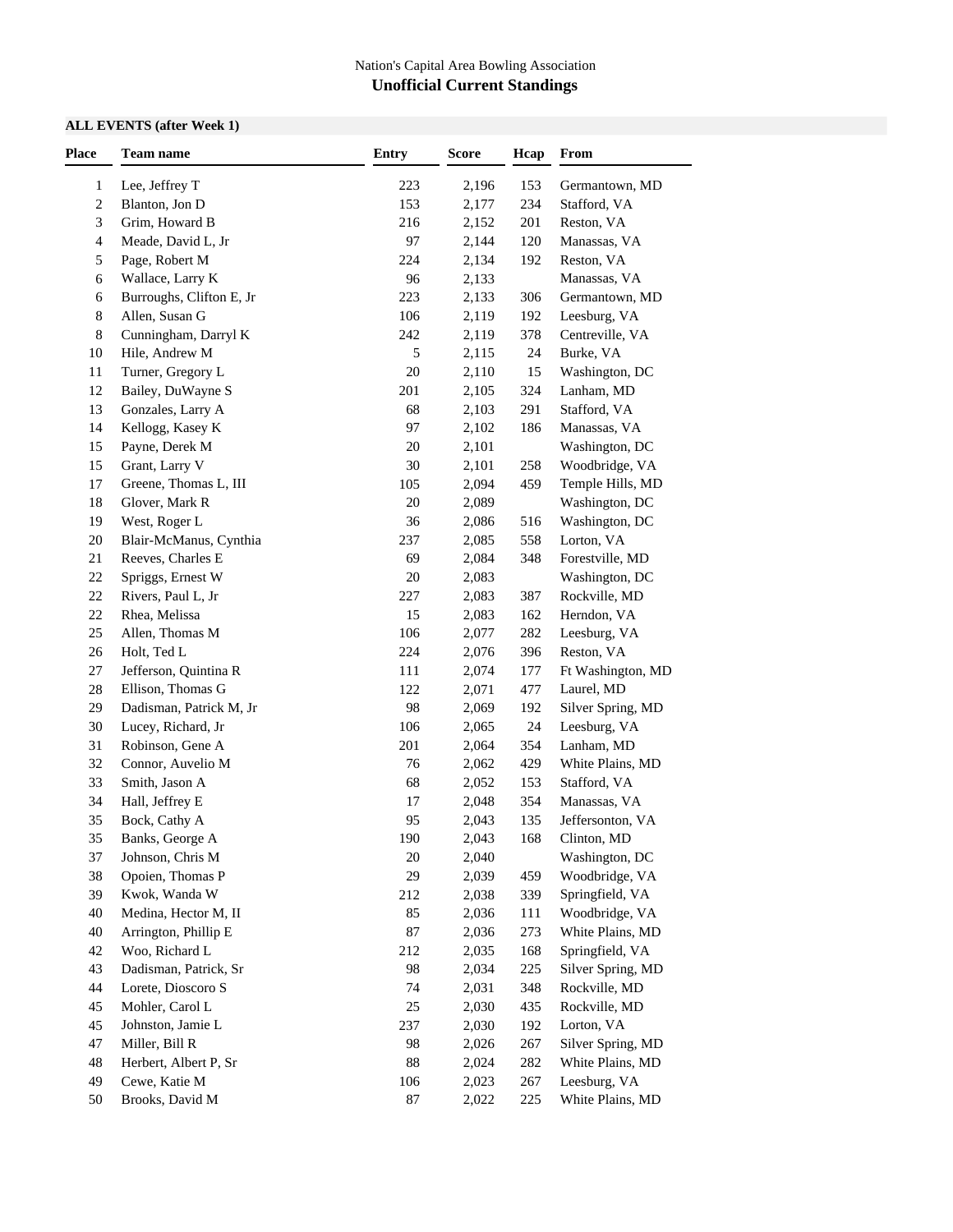Nation's Capital Area Bowling Association

## Unofficial Current Standings

**ALL EVENTS (after Week 1)**

| Place | Team name | Entry | Score | Hcap | From |
|---|---|---|---|---|---|
| 1 | Lee, Jeffrey T | 223 | 2,196 | 153 | Germantown, MD |
| 2 | Blanton, Jon D | 153 | 2,177 | 234 | Stafford, VA |
| 3 | Grim, Howard B | 216 | 2,152 | 201 | Reston, VA |
| 4 | Meade, David L, Jr | 97 | 2,144 | 120 | Manassas, VA |
| 5 | Page, Robert M | 224 | 2,134 | 192 | Reston, VA |
| 6 | Wallace, Larry K | 96 | 2,133 | | Manassas, VA |
| 6 | Burroughs, Clifton E, Jr | 223 | 2,133 | 306 | Germantown, MD |
| 8 | Allen, Susan G | 106 | 2,119 | 192 | Leesburg, VA |
| 8 | Cunningham, Darryl K | 242 | 2,119 | 378 | Centreville, VA |
| 10 | Hile, Andrew M | 5 | 2,115 | 24 | Burke, VA |
| 11 | Turner, Gregory L | 20 | 2,110 | 15 | Washington, DC |
| 12 | Bailey, DuWayne S | 201 | 2,105 | 324 | Lanham, MD |
| 13 | Gonzales, Larry A | 68 | 2,103 | 291 | Stafford, VA |
| 14 | Kellogg, Kasey K | 97 | 2,102 | 186 | Manassas, VA |
| 15 | Payne, Derek M | 20 | 2,101 | | Washington, DC |
| 15 | Grant, Larry V | 30 | 2,101 | 258 | Woodbridge, VA |
| 17 | Greene, Thomas L, III | 105 | 2,094 | 459 | Temple Hills, MD |
| 18 | Glover, Mark R | 20 | 2,089 | | Washington, DC |
| 19 | West, Roger L | 36 | 2,086 | 516 | Washington, DC |
| 20 | Blair-McManus, Cynthia | 237 | 2,085 | 558 | Lorton, VA |
| 21 | Reeves, Charles E | 69 | 2,084 | 348 | Forestville, MD |
| 22 | Spriggs, Ernest W | 20 | 2,083 | | Washington, DC |
| 22 | Rivers, Paul L, Jr | 227 | 2,083 | 387 | Rockville, MD |
| 22 | Rhea, Melissa | 15 | 2,083 | 162 | Herndon, VA |
| 25 | Allen, Thomas M | 106 | 2,077 | 282 | Leesburg, VA |
| 26 | Holt, Ted L | 224 | 2,076 | 396 | Reston, VA |
| 27 | Jefferson, Quintina R | 111 | 2,074 | 177 | Ft Washington, MD |
| 28 | Ellison, Thomas G | 122 | 2,071 | 477 | Laurel, MD |
| 29 | Dadisman, Patrick M, Jr | 98 | 2,069 | 192 | Silver Spring, MD |
| 30 | Lucey, Richard, Jr | 106 | 2,065 | 24 | Leesburg, VA |
| 31 | Robinson, Gene A | 201 | 2,064 | 354 | Lanham, MD |
| 32 | Connor, Auvelio M | 76 | 2,062 | 429 | White Plains, MD |
| 33 | Smith, Jason A | 68 | 2,052 | 153 | Stafford, VA |
| 34 | Hall, Jeffrey E | 17 | 2,048 | 354 | Manassas, VA |
| 35 | Bock, Cathy A | 95 | 2,043 | 135 | Jeffersonton, VA |
| 35 | Banks, George A | 190 | 2,043 | 168 | Clinton, MD |
| 37 | Johnson, Chris M | 20 | 2,040 | | Washington, DC |
| 38 | Opoien, Thomas P | 29 | 2,039 | 459 | Woodbridge, VA |
| 39 | Kwok, Wanda W | 212 | 2,038 | 339 | Springfield, VA |
| 40 | Medina, Hector M, II | 85 | 2,036 | 111 | Woodbridge, VA |
| 40 | Arrington, Phillip E | 87 | 2,036 | 273 | White Plains, MD |
| 42 | Woo, Richard L | 212 | 2,035 | 168 | Springfield, VA |
| 43 | Dadisman, Patrick, Sr | 98 | 2,034 | 225 | Silver Spring, MD |
| 44 | Lorete, Dioscoro S | 74 | 2,031 | 348 | Rockville, MD |
| 45 | Mohler, Carol L | 25 | 2,030 | 435 | Rockville, MD |
| 45 | Johnston, Jamie L | 237 | 2,030 | 192 | Lorton, VA |
| 47 | Miller, Bill R | 98 | 2,026 | 267 | Silver Spring, MD |
| 48 | Herbert, Albert P, Sr | 88 | 2,024 | 282 | White Plains, MD |
| 49 | Cewe, Katie M | 106 | 2,023 | 267 | Leesburg, VA |
| 50 | Brooks, David M | 87 | 2,022 | 225 | White Plains, MD |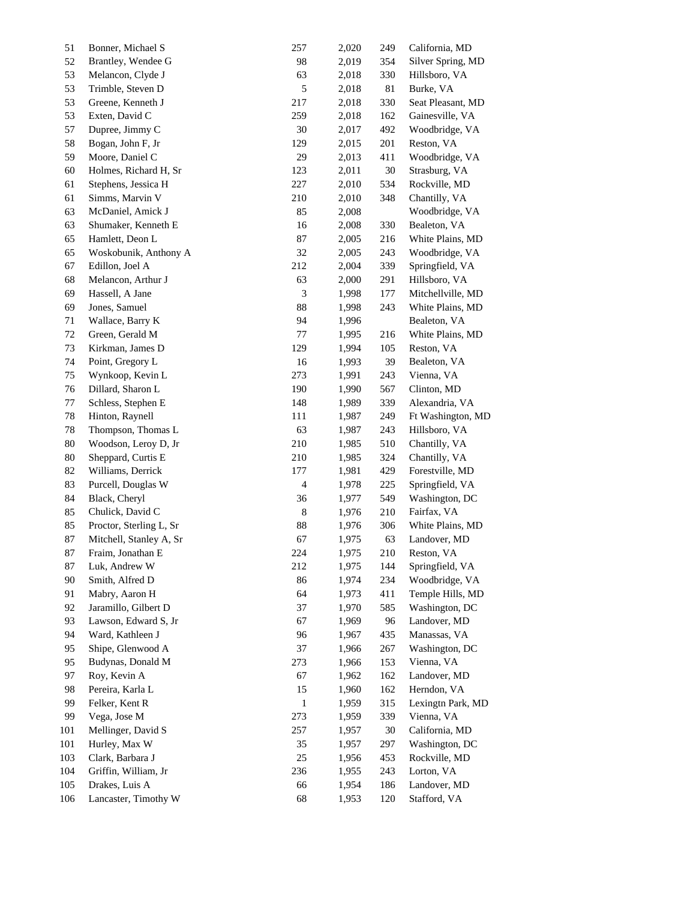| | | | | | |
|---|---|---|---|---|---|
| 51 | Bonner, Michael S | 257 | 2,020 | 249 | California, MD |
| 52 | Brantley, Wendee G | 98 | 2,019 | 354 | Silver Spring, MD |
| 53 | Melancon, Clyde J | 63 | 2,018 | 330 | Hillsboro, VA |
| 53 | Trimble, Steven D | 5 | 2,018 | 81 | Burke, VA |
| 53 | Greene, Kenneth J | 217 | 2,018 | 330 | Seat Pleasant, MD |
| 53 | Exten, David C | 259 | 2,018 | 162 | Gainesville, VA |
| 57 | Dupree, Jimmy C | 30 | 2,017 | 492 | Woodbridge, VA |
| 58 | Bogan, John F, Jr | 129 | 2,015 | 201 | Reston, VA |
| 59 | Moore, Daniel C | 29 | 2,013 | 411 | Woodbridge, VA |
| 60 | Holmes, Richard H, Sr | 123 | 2,011 | 30 | Strasburg, VA |
| 61 | Stephens, Jessica H | 227 | 2,010 | 534 | Rockville, MD |
| 61 | Simms, Marvin V | 210 | 2,010 | 348 | Chantilly, VA |
| 63 | McDaniel, Amick J | 85 | 2,008 | | Woodbridge, VA |
| 63 | Shumaker, Kenneth E | 16 | 2,008 | 330 | Bealeton, VA |
| 65 | Hamlett, Deon L | 87 | 2,005 | 216 | White Plains, MD |
| 65 | Woskobunik, Anthony A | 32 | 2,005 | 243 | Woodbridge, VA |
| 67 | Edillon, Joel A | 212 | 2,004 | 339 | Springfield, VA |
| 68 | Melancon, Arthur J | 63 | 2,000 | 291 | Hillsboro, VA |
| 69 | Hassell, A Jane | 3 | 1,998 | 177 | Mitchellville, MD |
| 69 | Jones, Samuel | 88 | 1,998 | 243 | White Plains, MD |
| 71 | Wallace, Barry K | 94 | 1,996 | | Bealeton, VA |
| 72 | Green, Gerald M | 77 | 1,995 | 216 | White Plains, MD |
| 73 | Kirkman, James D | 129 | 1,994 | 105 | Reston, VA |
| 74 | Point, Gregory L | 16 | 1,993 | 39 | Bealeton, VA |
| 75 | Wynkoop, Kevin L | 273 | 1,991 | 243 | Vienna, VA |
| 76 | Dillard, Sharon L | 190 | 1,990 | 567 | Clinton, MD |
| 77 | Schless, Stephen E | 148 | 1,989 | 339 | Alexandria, VA |
| 78 | Hinton, Raynell | 111 | 1,987 | 249 | Ft Washington, MD |
| 78 | Thompson, Thomas L | 63 | 1,987 | 243 | Hillsboro, VA |
| 80 | Woodson, Leroy D, Jr | 210 | 1,985 | 510 | Chantilly, VA |
| 80 | Sheppard, Curtis E | 210 | 1,985 | 324 | Chantilly, VA |
| 82 | Williams, Derrick | 177 | 1,981 | 429 | Forestville, MD |
| 83 | Purcell, Douglas W | 4 | 1,978 | 225 | Springfield, VA |
| 84 | Black, Cheryl | 36 | 1,977 | 549 | Washington, DC |
| 85 | Chulick, David C | 8 | 1,976 | 210 | Fairfax, VA |
| 85 | Proctor, Sterling L, Sr | 88 | 1,976 | 306 | White Plains, MD |
| 87 | Mitchell, Stanley A, Sr | 67 | 1,975 | 63 | Landover, MD |
| 87 | Fraim, Jonathan E | 224 | 1,975 | 210 | Reston, VA |
| 87 | Luk, Andrew W | 212 | 1,975 | 144 | Springfield, VA |
| 90 | Smith, Alfred D | 86 | 1,974 | 234 | Woodbridge, VA |
| 91 | Mabry, Aaron H | 64 | 1,973 | 411 | Temple Hills, MD |
| 92 | Jaramillo, Gilbert D | 37 | 1,970 | 585 | Washington, DC |
| 93 | Lawson, Edward S, Jr | 67 | 1,969 | 96 | Landover, MD |
| 94 | Ward, Kathleen J | 96 | 1,967 | 435 | Manassas, VA |
| 95 | Shipe, Glenwood A | 37 | 1,966 | 267 | Washington, DC |
| 95 | Budynas, Donald M | 273 | 1,966 | 153 | Vienna, VA |
| 97 | Roy, Kevin A | 67 | 1,962 | 162 | Landover, MD |
| 98 | Pereira, Karla L | 15 | 1,960 | 162 | Herndon, VA |
| 99 | Felker, Kent R | 1 | 1,959 | 315 | Lexingtn Park, MD |
| 99 | Vega, Jose M | 273 | 1,959 | 339 | Vienna, VA |
| 101 | Mellinger, David S | 257 | 1,957 | 30 | California, MD |
| 101 | Hurley, Max W | 35 | 1,957 | 297 | Washington, DC |
| 103 | Clark, Barbara J | 25 | 1,956 | 453 | Rockville, MD |
| 104 | Griffin, William, Jr | 236 | 1,955 | 243 | Lorton, VA |
| 105 | Drakes, Luis A | 66 | 1,954 | 186 | Landover, MD |
| 106 | Lancaster, Timothy W | 68 | 1,953 | 120 | Stafford, VA |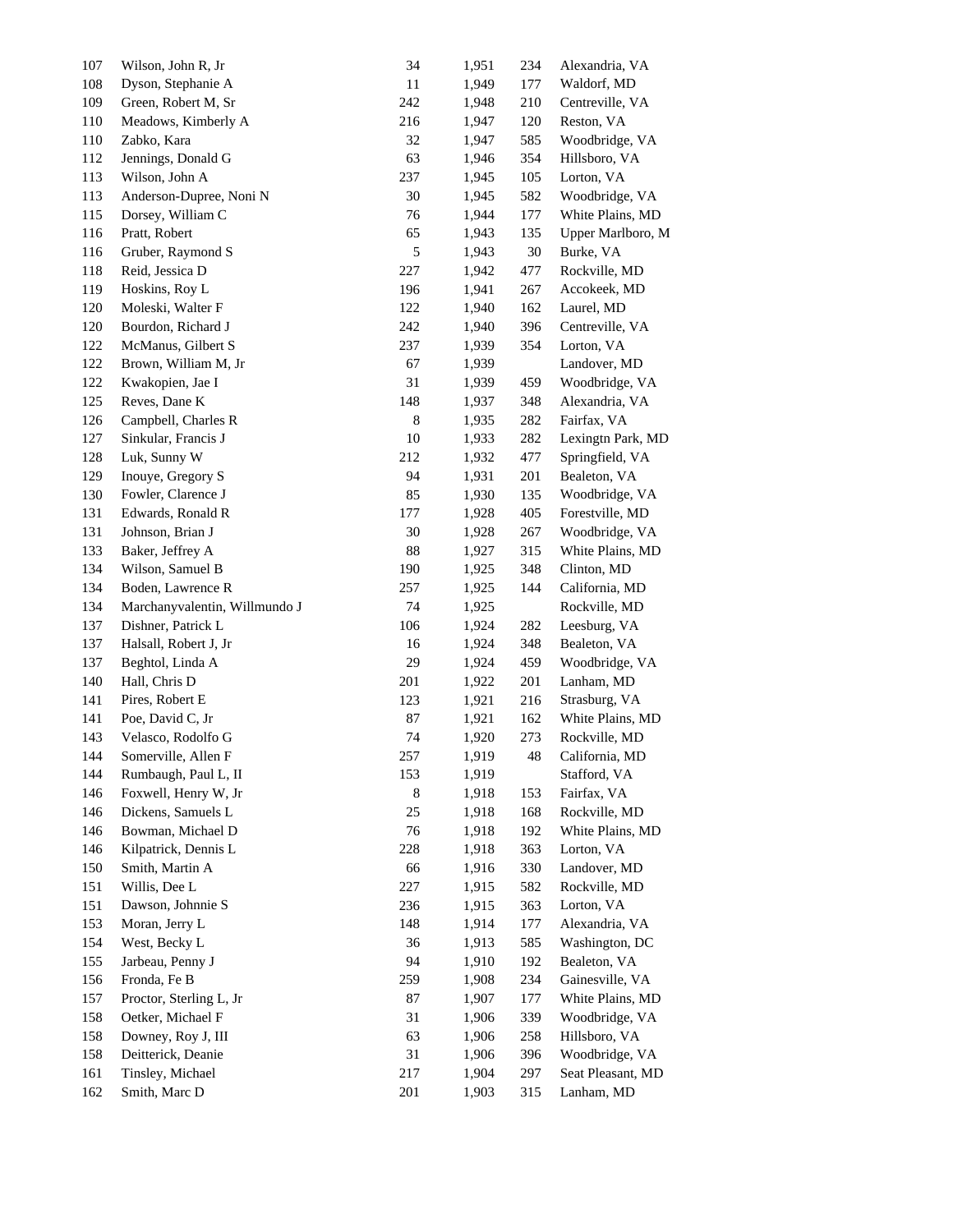| | | | | | |
|---|---|---|---|---|---|
| 107 | Wilson, John R, Jr | 34 | 1,951 | 234 | Alexandria, VA |
| 108 | Dyson, Stephanie A | 11 | 1,949 | 177 | Waldorf, MD |
| 109 | Green, Robert M, Sr | 242 | 1,948 | 210 | Centreville, VA |
| 110 | Meadows, Kimberly A | 216 | 1,947 | 120 | Reston, VA |
| 110 | Zabko, Kara | 32 | 1,947 | 585 | Woodbridge, VA |
| 112 | Jennings, Donald G | 63 | 1,946 | 354 | Hillsboro, VA |
| 113 | Wilson, John A | 237 | 1,945 | 105 | Lorton, VA |
| 113 | Anderson-Dupree, Noni N | 30 | 1,945 | 582 | Woodbridge, VA |
| 115 | Dorsey, William C | 76 | 1,944 | 177 | White Plains, MD |
| 116 | Pratt, Robert | 65 | 1,943 | 135 | Upper Marlboro, M |
| 116 | Gruber, Raymond S | 5 | 1,943 | 30 | Burke, VA |
| 118 | Reid, Jessica D | 227 | 1,942 | 477 | Rockville, MD |
| 119 | Hoskins, Roy L | 196 | 1,941 | 267 | Accokeek, MD |
| 120 | Moleski, Walter F | 122 | 1,940 | 162 | Laurel, MD |
| 120 | Bourdon, Richard J | 242 | 1,940 | 396 | Centreville, VA |
| 122 | McManus, Gilbert S | 237 | 1,939 | 354 | Lorton, VA |
| 122 | Brown, William M, Jr | 67 | 1,939 | | Landover, MD |
| 122 | Kwakopien, Jae I | 31 | 1,939 | 459 | Woodbridge, VA |
| 125 | Reves, Dane K | 148 | 1,937 | 348 | Alexandria, VA |
| 126 | Campbell, Charles R | 8 | 1,935 | 282 | Fairfax, VA |
| 127 | Sinkular, Francis J | 10 | 1,933 | 282 | Lexingtn Park, MD |
| 128 | Luk, Sunny W | 212 | 1,932 | 477 | Springfield, VA |
| 129 | Inouye, Gregory S | 94 | 1,931 | 201 | Bealeton, VA |
| 130 | Fowler, Clarence J | 85 | 1,930 | 135 | Woodbridge, VA |
| 131 | Edwards, Ronald R | 177 | 1,928 | 405 | Forestville, MD |
| 131 | Johnson, Brian J | 30 | 1,928 | 267 | Woodbridge, VA |
| 133 | Baker, Jeffrey A | 88 | 1,927 | 315 | White Plains, MD |
| 134 | Wilson, Samuel B | 190 | 1,925 | 348 | Clinton, MD |
| 134 | Boden, Lawrence R | 257 | 1,925 | 144 | California, MD |
| 134 | Marchanyvalentin, Willmundo J | 74 | 1,925 | | Rockville, MD |
| 137 | Dishner, Patrick L | 106 | 1,924 | 282 | Leesburg, VA |
| 137 | Halsall, Robert J, Jr | 16 | 1,924 | 348 | Bealeton, VA |
| 137 | Beghtol, Linda A | 29 | 1,924 | 459 | Woodbridge, VA |
| 140 | Hall, Chris D | 201 | 1,922 | 201 | Lanham, MD |
| 141 | Pires, Robert E | 123 | 1,921 | 216 | Strasburg, VA |
| 141 | Poe, David C, Jr | 87 | 1,921 | 162 | White Plains, MD |
| 143 | Velasco, Rodolfo G | 74 | 1,920 | 273 | Rockville, MD |
| 144 | Somerville, Allen F | 257 | 1,919 | 48 | California, MD |
| 144 | Rumbaugh, Paul L, II | 153 | 1,919 | | Stafford, VA |
| 146 | Foxwell, Henry W, Jr | 8 | 1,918 | 153 | Fairfax, VA |
| 146 | Dickens, Samuels L | 25 | 1,918 | 168 | Rockville, MD |
| 146 | Bowman, Michael D | 76 | 1,918 | 192 | White Plains, MD |
| 146 | Kilpatrick, Dennis L | 228 | 1,918 | 363 | Lorton, VA |
| 150 | Smith, Martin A | 66 | 1,916 | 330 | Landover, MD |
| 151 | Willis, Dee L | 227 | 1,915 | 582 | Rockville, MD |
| 151 | Dawson, Johnnie S | 236 | 1,915 | 363 | Lorton, VA |
| 153 | Moran, Jerry L | 148 | 1,914 | 177 | Alexandria, VA |
| 154 | West, Becky L | 36 | 1,913 | 585 | Washington, DC |
| 155 | Jarbeau, Penny J | 94 | 1,910 | 192 | Bealeton, VA |
| 156 | Fronda, Fe B | 259 | 1,908 | 234 | Gainesville, VA |
| 157 | Proctor, Sterling L, Jr | 87 | 1,907 | 177 | White Plains, MD |
| 158 | Oetker, Michael F | 31 | 1,906 | 339 | Woodbridge, VA |
| 158 | Downey, Roy J, III | 63 | 1,906 | 258 | Hillsboro, VA |
| 158 | Deitterick, Deanie | 31 | 1,906 | 396 | Woodbridge, VA |
| 161 | Tinsley, Michael | 217 | 1,904 | 297 | Seat Pleasant, MD |
| 162 | Smith, Marc D | 201 | 1,903 | 315 | Lanham, MD |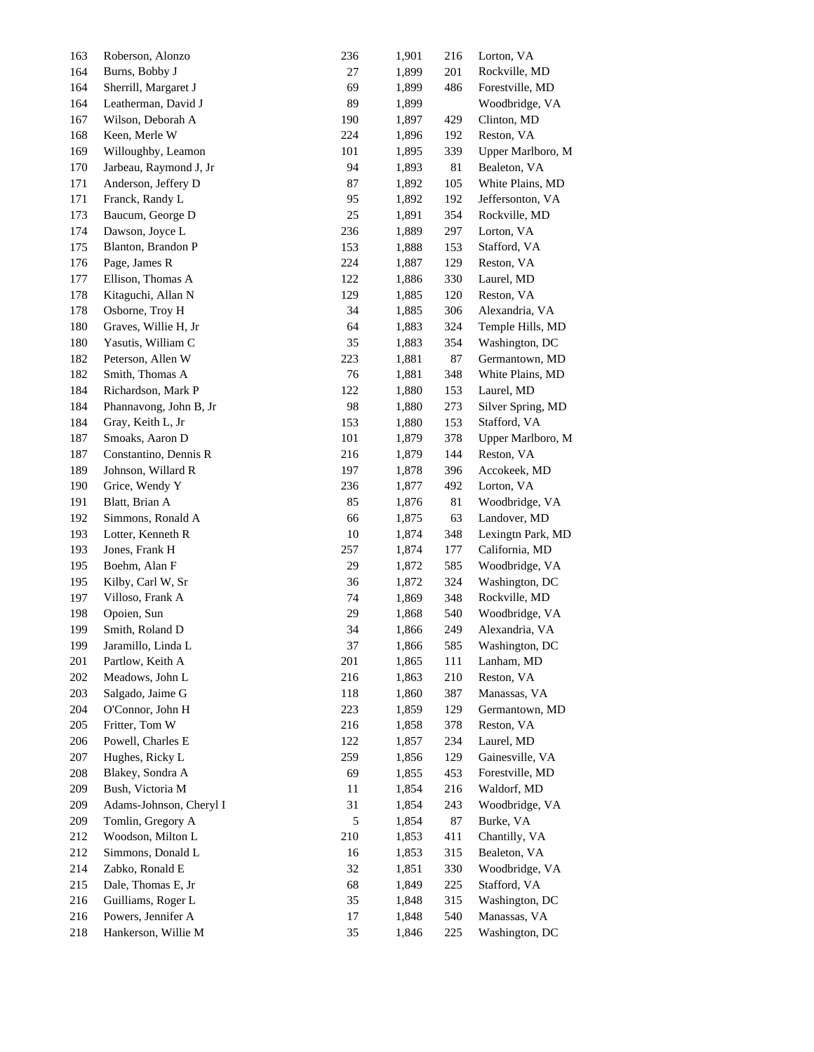| | | | | | |
|---|---|---|---|---|---|
| 163 | Roberson, Alonzo | 236 | 1,901 | 216 | Lorton, VA |
| 164 | Burns, Bobby J | 27 | 1,899 | 201 | Rockville, MD |
| 164 | Sherrill, Margaret J | 69 | 1,899 | 486 | Forestville, MD |
| 164 | Leatherman, David J | 89 | 1,899 | | Woodbridge, VA |
| 167 | Wilson, Deborah A | 190 | 1,897 | 429 | Clinton, MD |
| 168 | Keen, Merle W | 224 | 1,896 | 192 | Reston, VA |
| 169 | Willoughby, Leamon | 101 | 1,895 | 339 | Upper Marlboro, M |
| 170 | Jarbeau, Raymond J, Jr | 94 | 1,893 | 81 | Bealeton, VA |
| 171 | Anderson, Jeffery D | 87 | 1,892 | 105 | White Plains, MD |
| 171 | Franck, Randy L | 95 | 1,892 | 192 | Jeffersonton, VA |
| 173 | Baucum, George D | 25 | 1,891 | 354 | Rockville, MD |
| 174 | Dawson, Joyce L | 236 | 1,889 | 297 | Lorton, VA |
| 175 | Blanton, Brandon P | 153 | 1,888 | 153 | Stafford, VA |
| 176 | Page, James R | 224 | 1,887 | 129 | Reston, VA |
| 177 | Ellison, Thomas A | 122 | 1,886 | 330 | Laurel, MD |
| 178 | Kitaguchi, Allan N | 129 | 1,885 | 120 | Reston, VA |
| 178 | Osborne, Troy H | 34 | 1,885 | 306 | Alexandria, VA |
| 180 | Graves, Willie H, Jr | 64 | 1,883 | 324 | Temple Hills, MD |
| 180 | Yasutis, William C | 35 | 1,883 | 354 | Washington, DC |
| 182 | Peterson, Allen W | 223 | 1,881 | 87 | Germantown, MD |
| 182 | Smith, Thomas A | 76 | 1,881 | 348 | White Plains, MD |
| 184 | Richardson, Mark P | 122 | 1,880 | 153 | Laurel, MD |
| 184 | Phannavong, John B, Jr | 98 | 1,880 | 273 | Silver Spring, MD |
| 184 | Gray, Keith L, Jr | 153 | 1,880 | 153 | Stafford, VA |
| 187 | Smoaks, Aaron D | 101 | 1,879 | 378 | Upper Marlboro, M |
| 187 | Constantino, Dennis R | 216 | 1,879 | 144 | Reston, VA |
| 189 | Johnson, Willard R | 197 | 1,878 | 396 | Accokeek, MD |
| 190 | Grice, Wendy Y | 236 | 1,877 | 492 | Lorton, VA |
| 191 | Blatt, Brian A | 85 | 1,876 | 81 | Woodbridge, VA |
| 192 | Simmons, Ronald A | 66 | 1,875 | 63 | Landover, MD |
| 193 | Lotter, Kenneth R | 10 | 1,874 | 348 | Lexingtn Park, MD |
| 193 | Jones, Frank H | 257 | 1,874 | 177 | California, MD |
| 195 | Boehm, Alan F | 29 | 1,872 | 585 | Woodbridge, VA |
| 195 | Kilby, Carl W, Sr | 36 | 1,872 | 324 | Washington, DC |
| 197 | Villoso, Frank A | 74 | 1,869 | 348 | Rockville, MD |
| 198 | Opoien, Sun | 29 | 1,868 | 540 | Woodbridge, VA |
| 199 | Smith, Roland D | 34 | 1,866 | 249 | Alexandria, VA |
| 199 | Jaramillo, Linda L | 37 | 1,866 | 585 | Washington, DC |
| 201 | Partlow, Keith A | 201 | 1,865 | 111 | Lanham, MD |
| 202 | Meadows, John L | 216 | 1,863 | 210 | Reston, VA |
| 203 | Salgado, Jaime G | 118 | 1,860 | 387 | Manassas, VA |
| 204 | O'Connor, John H | 223 | 1,859 | 129 | Germantown, MD |
| 205 | Fritter, Tom W | 216 | 1,858 | 378 | Reston, VA |
| 206 | Powell, Charles E | 122 | 1,857 | 234 | Laurel, MD |
| 207 | Hughes, Ricky L | 259 | 1,856 | 129 | Gainesville, VA |
| 208 | Blakey, Sondra A | 69 | 1,855 | 453 | Forestville, MD |
| 209 | Bush, Victoria M | 11 | 1,854 | 216 | Waldorf, MD |
| 209 | Adams-Johnson, Cheryl I | 31 | 1,854 | 243 | Woodbridge, VA |
| 209 | Tomlin, Gregory A | 5 | 1,854 | 87 | Burke, VA |
| 212 | Woodson, Milton L | 210 | 1,853 | 411 | Chantilly, VA |
| 212 | Simmons, Donald L | 16 | 1,853 | 315 | Bealeton, VA |
| 214 | Zabko, Ronald E | 32 | 1,851 | 330 | Woodbridge, VA |
| 215 | Dale, Thomas E, Jr | 68 | 1,849 | 225 | Stafford, VA |
| 216 | Guilliams, Roger L | 35 | 1,848 | 315 | Washington, DC |
| 216 | Powers, Jennifer A | 17 | 1,848 | 540 | Manassas, VA |
| 218 | Hankerson, Willie M | 35 | 1,846 | 225 | Washington, DC |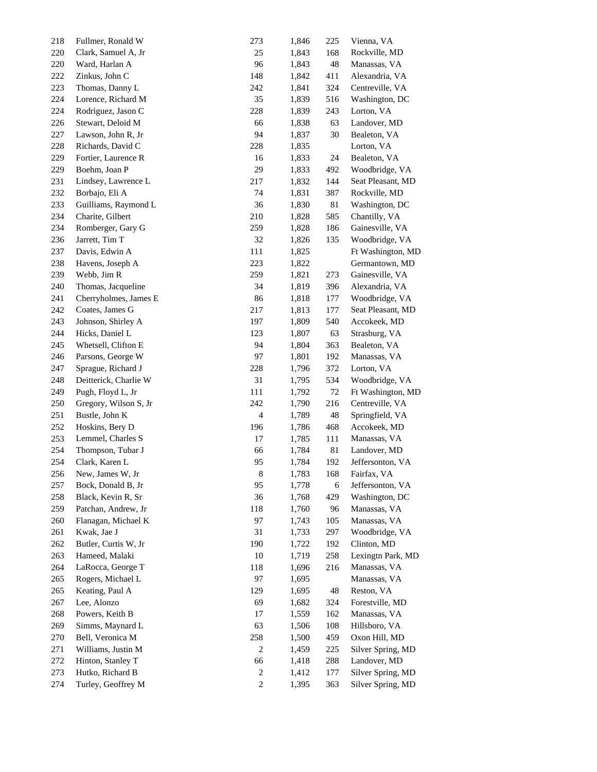| | | | | | |
|---|---|---|---|---|---|
| 218 | Fullmer, Ronald W | 273 | 1,846 | 225 | Vienna, VA |
| 220 | Clark, Samuel A, Jr | 25 | 1,843 | 168 | Rockville, MD |
| 220 | Ward, Harlan A | 96 | 1,843 | 48 | Manassas, VA |
| 222 | Zinkus, John C | 148 | 1,842 | 411 | Alexandria, VA |
| 223 | Thomas, Danny L | 242 | 1,841 | 324 | Centreville, VA |
| 224 | Lorence, Richard M | 35 | 1,839 | 516 | Washington, DC |
| 224 | Rodriguez, Jason C | 228 | 1,839 | 243 | Lorton, VA |
| 226 | Stewart, Deloid M | 66 | 1,838 | 63 | Landover, MD |
| 227 | Lawson, John R, Jr | 94 | 1,837 | 30 | Bealeton, VA |
| 228 | Richards, David C | 228 | 1,835 | | Lorton, VA |
| 229 | Fortier, Laurence R | 16 | 1,833 | 24 | Bealeton, VA |
| 229 | Boehm, Joan P | 29 | 1,833 | 492 | Woodbridge, VA |
| 231 | Lindsey, Lawrence L | 217 | 1,832 | 144 | Seat Pleasant, MD |
| 232 | Borbajo, Eli A | 74 | 1,831 | 387 | Rockville, MD |
| 233 | Guilliams, Raymond L | 36 | 1,830 | 81 | Washington, DC |
| 234 | Charite, Gilbert | 210 | 1,828 | 585 | Chantilly, VA |
| 234 | Romberger, Gary G | 259 | 1,828 | 186 | Gainesville, VA |
| 236 | Jarrett, Tim T | 32 | 1,826 | 135 | Woodbridge, VA |
| 237 | Davis, Edwin A | 111 | 1,825 | | Ft Washington, MD |
| 238 | Havens, Joseph A | 223 | 1,822 | | Germantown, MD |
| 239 | Webb, Jim R | 259 | 1,821 | 273 | Gainesville, VA |
| 240 | Thomas, Jacqueline | 34 | 1,819 | 396 | Alexandria, VA |
| 241 | Cherryholmes, James E | 86 | 1,818 | 177 | Woodbridge, VA |
| 242 | Coates, James G | 217 | 1,813 | 177 | Seat Pleasant, MD |
| 243 | Johnson, Shirley A | 197 | 1,809 | 540 | Accokeek, MD |
| 244 | Hicks, Daniel L | 123 | 1,807 | 63 | Strasburg, VA |
| 245 | Whetsell, Clifton E | 94 | 1,804 | 363 | Bealeton, VA |
| 246 | Parsons, George W | 97 | 1,801 | 192 | Manassas, VA |
| 247 | Sprague, Richard J | 228 | 1,796 | 372 | Lorton, VA |
| 248 | Deitterick, Charlie W | 31 | 1,795 | 534 | Woodbridge, VA |
| 249 | Pugh, Floyd L, Jr | 111 | 1,792 | 72 | Ft Washington, MD |
| 250 | Gregory, Wilson S, Jr | 242 | 1,790 | 216 | Centreville, VA |
| 251 | Bustle, John K | 4 | 1,789 | 48 | Springfield, VA |
| 252 | Hoskins, Bery D | 196 | 1,786 | 468 | Accokeek, MD |
| 253 | Lemmel, Charles S | 17 | 1,785 | 111 | Manassas, VA |
| 254 | Thompson, Tubar J | 66 | 1,784 | 81 | Landover, MD |
| 254 | Clark, Karen L | 95 | 1,784 | 192 | Jeffersonton, VA |
| 256 | New, James W, Jr | 8 | 1,783 | 168 | Fairfax, VA |
| 257 | Bock, Donald B, Jr | 95 | 1,778 | 6 | Jeffersonton, VA |
| 258 | Black, Kevin R, Sr | 36 | 1,768 | 429 | Washington, DC |
| 259 | Patchan, Andrew, Jr | 118 | 1,760 | 96 | Manassas, VA |
| 260 | Flanagan, Michael K | 97 | 1,743 | 105 | Manassas, VA |
| 261 | Kwak, Jae J | 31 | 1,733 | 297 | Woodbridge, VA |
| 262 | Butler, Curtis W, Jr | 190 | 1,722 | 192 | Clinton, MD |
| 263 | Hameed, Malaki | 10 | 1,719 | 258 | Lexingtn Park, MD |
| 264 | LaRocca, George T | 118 | 1,696 | 216 | Manassas, VA |
| 265 | Rogers, Michael L | 97 | 1,695 | | Manassas, VA |
| 265 | Keating, Paul A | 129 | 1,695 | 48 | Reston, VA |
| 267 | Lee, Alonzo | 69 | 1,682 | 324 | Forestville, MD |
| 268 | Powers, Keith B | 17 | 1,559 | 162 | Manassas, VA |
| 269 | Simms, Maynard L | 63 | 1,506 | 108 | Hillsboro, VA |
| 270 | Bell, Veronica M | 258 | 1,500 | 459 | Oxon Hill, MD |
| 271 | Williams, Justin M | 2 | 1,459 | 225 | Silver Spring, MD |
| 272 | Hinton, Stanley T | 66 | 1,418 | 288 | Landover, MD |
| 273 | Hutko, Richard B | 2 | 1,412 | 177 | Silver Spring, MD |
| 274 | Turley, Geoffrey M | 2 | 1,395 | 363 | Silver Spring, MD |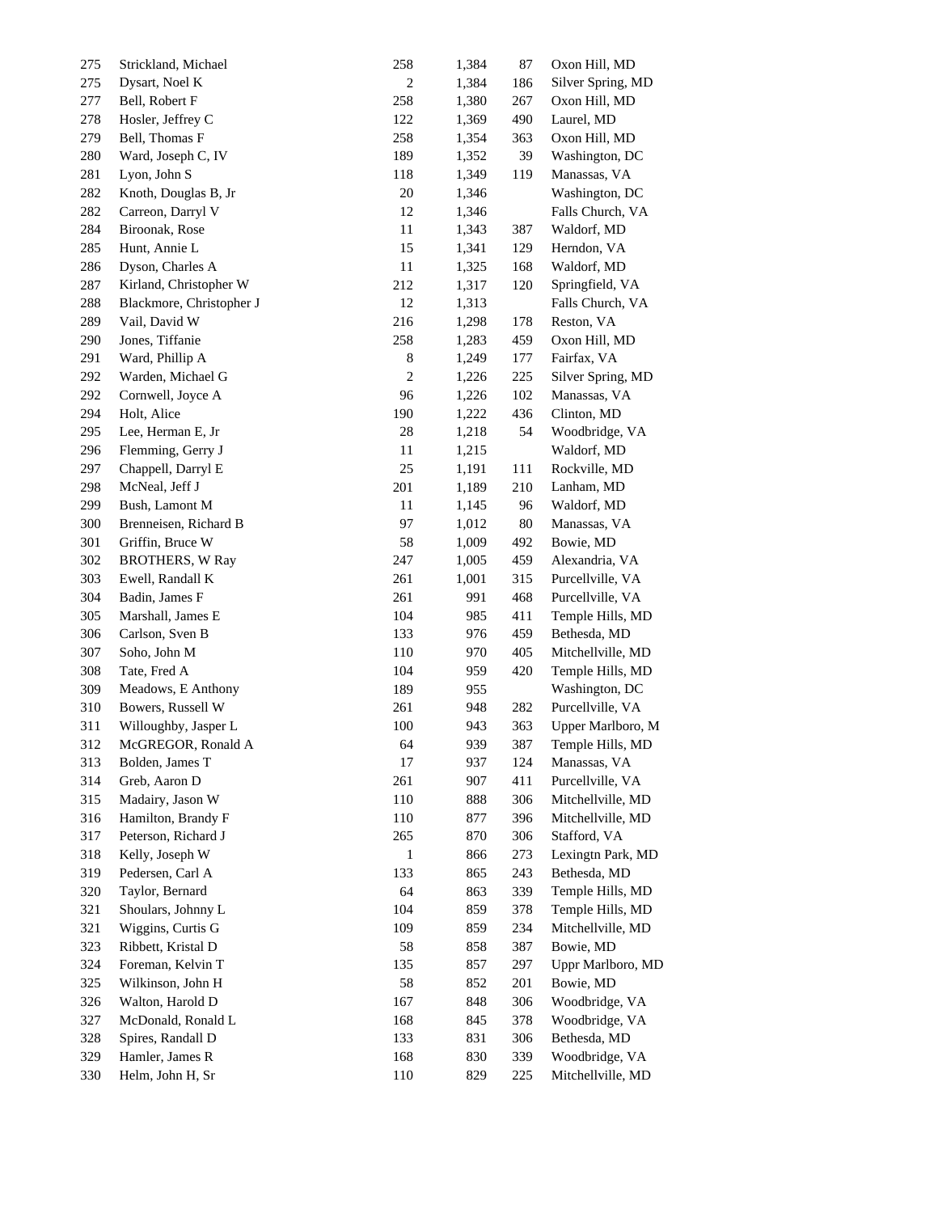| | | | | | |
|---|---|---|---|---|---|
| 275 | Strickland, Michael | 258 | 1,384 | 87 | Oxon Hill, MD |
| 275 | Dysart, Noel K | 2 | 1,384 | 186 | Silver Spring, MD |
| 277 | Bell, Robert F | 258 | 1,380 | 267 | Oxon Hill, MD |
| 278 | Hosler, Jeffrey C | 122 | 1,369 | 490 | Laurel, MD |
| 279 | Bell, Thomas F | 258 | 1,354 | 363 | Oxon Hill, MD |
| 280 | Ward, Joseph C, IV | 189 | 1,352 | 39 | Washington, DC |
| 281 | Lyon, John S | 118 | 1,349 | 119 | Manassas, VA |
| 282 | Knoth, Douglas B, Jr | 20 | 1,346 | | Washington, DC |
| 282 | Carreon, Darryl V | 12 | 1,346 | | Falls Church, VA |
| 284 | Biroonak, Rose | 11 | 1,343 | 387 | Waldorf, MD |
| 285 | Hunt, Annie L | 15 | 1,341 | 129 | Herndon, VA |
| 286 | Dyson, Charles A | 11 | 1,325 | 168 | Waldorf, MD |
| 287 | Kirland, Christopher W | 212 | 1,317 | 120 | Springfield, VA |
| 288 | Blackmore, Christopher J | 12 | 1,313 | | Falls Church, VA |
| 289 | Vail, David W | 216 | 1,298 | 178 | Reston, VA |
| 290 | Jones, Tiffanie | 258 | 1,283 | 459 | Oxon Hill, MD |
| 291 | Ward, Phillip A | 8 | 1,249 | 177 | Fairfax, VA |
| 292 | Warden, Michael G | 2 | 1,226 | 225 | Silver Spring, MD |
| 292 | Cornwell, Joyce A | 96 | 1,226 | 102 | Manassas, VA |
| 294 | Holt, Alice | 190 | 1,222 | 436 | Clinton, MD |
| 295 | Lee, Herman E, Jr | 28 | 1,218 | 54 | Woodbridge, VA |
| 296 | Flemming, Gerry J | 11 | 1,215 | | Waldorf, MD |
| 297 | Chappell, Darryl E | 25 | 1,191 | 111 | Rockville, MD |
| 298 | McNeal, Jeff J | 201 | 1,189 | 210 | Lanham, MD |
| 299 | Bush, Lamont M | 11 | 1,145 | 96 | Waldorf, MD |
| 300 | Brenneisen, Richard B | 97 | 1,012 | 80 | Manassas, VA |
| 301 | Griffin, Bruce W | 58 | 1,009 | 492 | Bowie, MD |
| 302 | BROTHERS, W Ray | 247 | 1,005 | 459 | Alexandria, VA |
| 303 | Ewell, Randall K | 261 | 1,001 | 315 | Purcellville, VA |
| 304 | Badin, James F | 261 | 991 | 468 | Purcellville, VA |
| 305 | Marshall, James E | 104 | 985 | 411 | Temple Hills, MD |
| 306 | Carlson, Sven B | 133 | 976 | 459 | Bethesda, MD |
| 307 | Soho, John M | 110 | 970 | 405 | Mitchellville, MD |
| 308 | Tate, Fred A | 104 | 959 | 420 | Temple Hills, MD |
| 309 | Meadows, E Anthony | 189 | 955 | | Washington, DC |
| 310 | Bowers, Russell W | 261 | 948 | 282 | Purcellville, VA |
| 311 | Willoughby, Jasper L | 100 | 943 | 363 | Upper Marlboro, M |
| 312 | McGREGOR, Ronald A | 64 | 939 | 387 | Temple Hills, MD |
| 313 | Bolden, James T | 17 | 937 | 124 | Manassas, VA |
| 314 | Greb, Aaron D | 261 | 907 | 411 | Purcellville, VA |
| 315 | Madairy, Jason W | 110 | 888 | 306 | Mitchellville, MD |
| 316 | Hamilton, Brandy F | 110 | 877 | 396 | Mitchellville, MD |
| 317 | Peterson, Richard J | 265 | 870 | 306 | Stafford, VA |
| 318 | Kelly, Joseph W | 1 | 866 | 273 | Lexingtn Park, MD |
| 319 | Pedersen, Carl A | 133 | 865 | 243 | Bethesda, MD |
| 320 | Taylor, Bernard | 64 | 863 | 339 | Temple Hills, MD |
| 321 | Shoulars, Johnny L | 104 | 859 | 378 | Temple Hills, MD |
| 321 | Wiggins, Curtis G | 109 | 859 | 234 | Mitchellville, MD |
| 323 | Ribbett, Kristal D | 58 | 858 | 387 | Bowie, MD |
| 324 | Foreman, Kelvin T | 135 | 857 | 297 | Uppr Marlboro, MD |
| 325 | Wilkinson, John H | 58 | 852 | 201 | Bowie, MD |
| 326 | Walton, Harold D | 167 | 848 | 306 | Woodbridge, VA |
| 327 | McDonald, Ronald L | 168 | 845 | 378 | Woodbridge, VA |
| 328 | Spires, Randall D | 133 | 831 | 306 | Bethesda, MD |
| 329 | Hamler, James R | 168 | 830 | 339 | Woodbridge, VA |
| 330 | Helm, John H, Sr | 110 | 829 | 225 | Mitchellville, MD |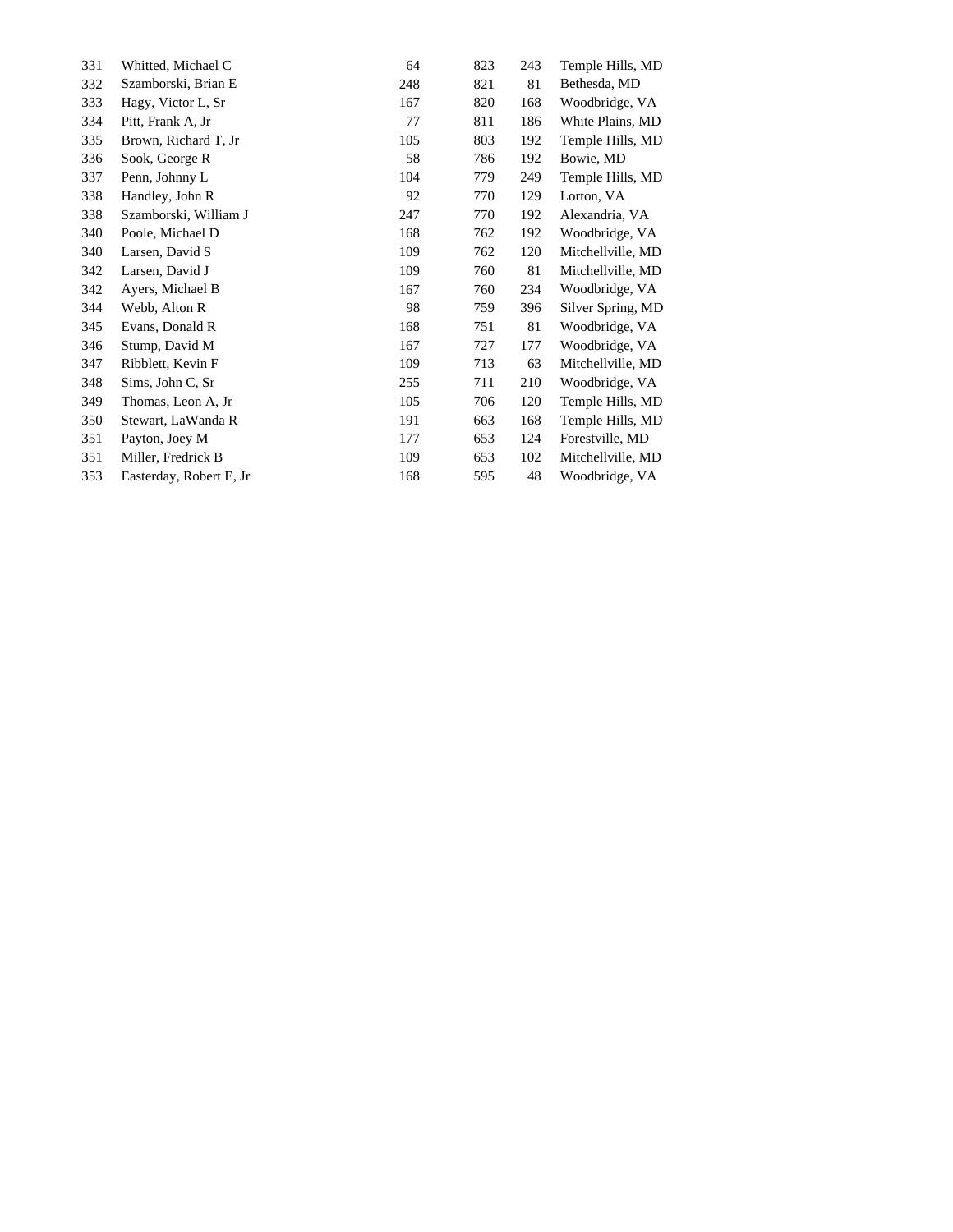| | | | | | |
|---|---|---|---|---|---|
| 331 | Whitted, Michael C | 64 | 823 | 243 | Temple Hills, MD |
| 332 | Szamborski, Brian E | 248 | 821 | 81 | Bethesda, MD |
| 333 | Hagy, Victor L, Sr | 167 | 820 | 168 | Woodbridge, VA |
| 334 | Pitt, Frank A, Jr | 77 | 811 | 186 | White Plains, MD |
| 335 | Brown, Richard T, Jr | 105 | 803 | 192 | Temple Hills, MD |
| 336 | Sook, George R | 58 | 786 | 192 | Bowie, MD |
| 337 | Penn, Johnny L | 104 | 779 | 249 | Temple Hills, MD |
| 338 | Handley, John R | 92 | 770 | 129 | Lorton, VA |
| 338 | Szamborski, William J | 247 | 770 | 192 | Alexandria, VA |
| 340 | Poole, Michael D | 168 | 762 | 192 | Woodbridge, VA |
| 340 | Larsen, David S | 109 | 762 | 120 | Mitchellville, MD |
| 342 | Larsen, David J | 109 | 760 | 81 | Mitchellville, MD |
| 342 | Ayers, Michael B | 167 | 760 | 234 | Woodbridge, VA |
| 344 | Webb, Alton R | 98 | 759 | 396 | Silver Spring, MD |
| 345 | Evans, Donald R | 168 | 751 | 81 | Woodbridge, VA |
| 346 | Stump, David M | 167 | 727 | 177 | Woodbridge, VA |
| 347 | Ribblett, Kevin F | 109 | 713 | 63 | Mitchellville, MD |
| 348 | Sims, John C, Sr | 255 | 711 | 210 | Woodbridge, VA |
| 349 | Thomas, Leon A, Jr | 105 | 706 | 120 | Temple Hills, MD |
| 350 | Stewart, LaWanda R | 191 | 663 | 168 | Temple Hills, MD |
| 351 | Payton, Joey M | 177 | 653 | 124 | Forestville, MD |
| 351 | Miller, Fredrick B | 109 | 653 | 102 | Mitchellville, MD |
| 353 | Easterday, Robert E, Jr | 168 | 595 | 48 | Woodbridge, VA |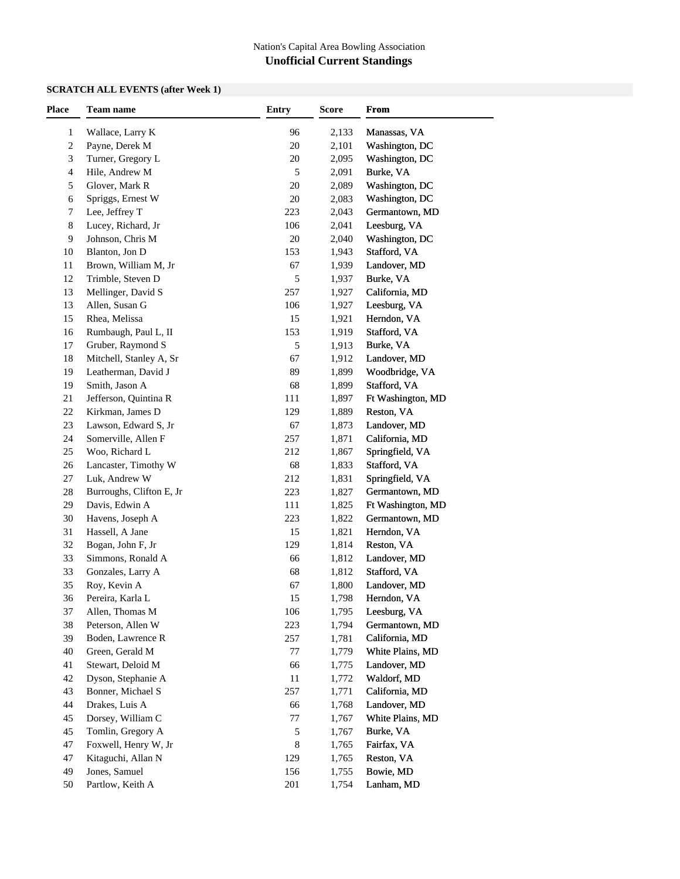Nation's Capital Area Bowling Association

# Unofficial Current Standings

## SCRATCH ALL EVENTS (after Week 1)

| Place | Team name | Entry | Score | From |
|---|---|---|---|---|
| 1 | Wallace, Larry K | 96 | 2,133 | Manassas, VA |
| 2 | Payne, Derek M | 20 | 2,101 | Washington, DC |
| 3 | Turner, Gregory L | 20 | 2,095 | Washington, DC |
| 4 | Hile, Andrew M | 5 | 2,091 | Burke, VA |
| 5 | Glover, Mark R | 20 | 2,089 | Washington, DC |
| 6 | Spriggs, Ernest W | 20 | 2,083 | Washington, DC |
| 7 | Lee, Jeffrey T | 223 | 2,043 | Germantown, MD |
| 8 | Lucey, Richard, Jr | 106 | 2,041 | Leesburg, VA |
| 9 | Johnson, Chris M | 20 | 2,040 | Washington, DC |
| 10 | Blanton, Jon D | 153 | 1,943 | Stafford, VA |
| 11 | Brown, William M, Jr | 67 | 1,939 | Landover, MD |
| 12 | Trimble, Steven D | 5 | 1,937 | Burke, VA |
| 13 | Mellinger, David S | 257 | 1,927 | California, MD |
| 13 | Allen, Susan G | 106 | 1,927 | Leesburg, VA |
| 15 | Rhea, Melissa | 15 | 1,921 | Herndon, VA |
| 16 | Rumbaugh, Paul L, II | 153 | 1,919 | Stafford, VA |
| 17 | Gruber, Raymond S | 5 | 1,913 | Burke, VA |
| 18 | Mitchell, Stanley A, Sr | 67 | 1,912 | Landover, MD |
| 19 | Leatherman, David J | 89 | 1,899 | Woodbridge, VA |
| 19 | Smith, Jason A | 68 | 1,899 | Stafford, VA |
| 21 | Jefferson, Quintina R | 111 | 1,897 | Ft Washington, MD |
| 22 | Kirkman, James D | 129 | 1,889 | Reston, VA |
| 23 | Lawson, Edward S, Jr | 67 | 1,873 | Landover, MD |
| 24 | Somerville, Allen F | 257 | 1,871 | California, MD |
| 25 | Woo, Richard L | 212 | 1,867 | Springfield, VA |
| 26 | Lancaster, Timothy W | 68 | 1,833 | Stafford, VA |
| 27 | Luk, Andrew W | 212 | 1,831 | Springfield, VA |
| 28 | Burroughs, Clifton E, Jr | 223 | 1,827 | Germantown, MD |
| 29 | Davis, Edwin A | 111 | 1,825 | Ft Washington, MD |
| 30 | Havens, Joseph A | 223 | 1,822 | Germantown, MD |
| 31 | Hassell, A Jane | 15 | 1,821 | Herndon, VA |
| 32 | Bogan, John F, Jr | 129 | 1,814 | Reston, VA |
| 33 | Simmons, Ronald A | 66 | 1,812 | Landover, MD |
| 33 | Gonzales, Larry A | 68 | 1,812 | Stafford, VA |
| 35 | Roy, Kevin A | 67 | 1,800 | Landover, MD |
| 36 | Pereira, Karla L | 15 | 1,798 | Herndon, VA |
| 37 | Allen, Thomas M | 106 | 1,795 | Leesburg, VA |
| 38 | Peterson, Allen W | 223 | 1,794 | Germantown, MD |
| 39 | Boden, Lawrence R | 257 | 1,781 | California, MD |
| 40 | Green, Gerald M | 77 | 1,779 | White Plains, MD |
| 41 | Stewart, Deloid M | 66 | 1,775 | Landover, MD |
| 42 | Dyson, Stephanie A | 11 | 1,772 | Waldorf, MD |
| 43 | Bonner, Michael S | 257 | 1,771 | California, MD |
| 44 | Drakes, Luis A | 66 | 1,768 | Landover, MD |
| 45 | Dorsey, William C | 77 | 1,767 | White Plains, MD |
| 45 | Tomlin, Gregory A | 5 | 1,767 | Burke, VA |
| 47 | Foxwell, Henry W, Jr | 8 | 1,765 | Fairfax, VA |
| 47 | Kitaguchi, Allan N | 129 | 1,765 | Reston, VA |
| 49 | Jones, Samuel | 156 | 1,755 | Bowie, MD |
| 50 | Partlow, Keith A | 201 | 1,754 | Lanham, MD |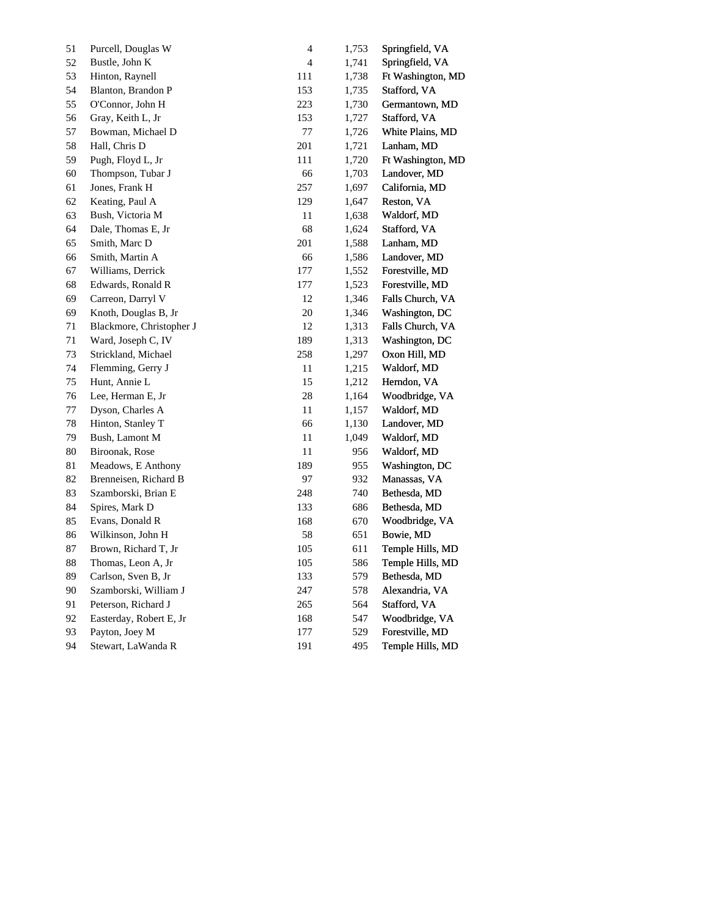| | | | | |
|---|---|---|---|---|
| 51 | Purcell, Douglas W | 4 | 1,753 | Springfield, VA |
| 52 | Bustle, John K | 4 | 1,741 | Springfield, VA |
| 53 | Hinton, Raynell | 111 | 1,738 | Ft Washington, MD |
| 54 | Blanton, Brandon P | 153 | 1,735 | Stafford, VA |
| 55 | O'Connor, John H | 223 | 1,730 | Germantown, MD |
| 56 | Gray, Keith L, Jr | 153 | 1,727 | Stafford, VA |
| 57 | Bowman, Michael D | 77 | 1,726 | White Plains, MD |
| 58 | Hall, Chris D | 201 | 1,721 | Lanham, MD |
| 59 | Pugh, Floyd L, Jr | 111 | 1,720 | Ft Washington, MD |
| 60 | Thompson, Tubar J | 66 | 1,703 | Landover, MD |
| 61 | Jones, Frank H | 257 | 1,697 | California, MD |
| 62 | Keating, Paul A | 129 | 1,647 | Reston, VA |
| 63 | Bush, Victoria M | 11 | 1,638 | Waldorf, MD |
| 64 | Dale, Thomas E, Jr | 68 | 1,624 | Stafford, VA |
| 65 | Smith, Marc D | 201 | 1,588 | Lanham, MD |
| 66 | Smith, Martin A | 66 | 1,586 | Landover, MD |
| 67 | Williams, Derrick | 177 | 1,552 | Forestville, MD |
| 68 | Edwards, Ronald R | 177 | 1,523 | Forestville, MD |
| 69 | Carreon, Darryl V | 12 | 1,346 | Falls Church, VA |
| 69 | Knoth, Douglas B, Jr | 20 | 1,346 | Washington, DC |
| 71 | Blackmore, Christopher J | 12 | 1,313 | Falls Church, VA |
| 71 | Ward, Joseph C, IV | 189 | 1,313 | Washington, DC |
| 73 | Strickland, Michael | 258 | 1,297 | Oxon Hill, MD |
| 74 | Flemming, Gerry J | 11 | 1,215 | Waldorf, MD |
| 75 | Hunt, Annie L | 15 | 1,212 | Herndon, VA |
| 76 | Lee, Herman E, Jr | 28 | 1,164 | Woodbridge, VA |
| 77 | Dyson, Charles A | 11 | 1,157 | Waldorf, MD |
| 78 | Hinton, Stanley T | 66 | 1,130 | Landover, MD |
| 79 | Bush, Lamont M | 11 | 1,049 | Waldorf, MD |
| 80 | Biroonak, Rose | 11 | 956 | Waldorf, MD |
| 81 | Meadows, E Anthony | 189 | 955 | Washington, DC |
| 82 | Brenneisen, Richard B | 97 | 932 | Manassas, VA |
| 83 | Szamborski, Brian E | 248 | 740 | Bethesda, MD |
| 84 | Spires, Mark D | 133 | 686 | Bethesda, MD |
| 85 | Evans, Donald R | 168 | 670 | Woodbridge, VA |
| 86 | Wilkinson, John H | 58 | 651 | Bowie, MD |
| 87 | Brown, Richard T, Jr | 105 | 611 | Temple Hills, MD |
| 88 | Thomas, Leon A, Jr | 105 | 586 | Temple Hills, MD |
| 89 | Carlson, Sven B, Jr | 133 | 579 | Bethesda, MD |
| 90 | Szamborski, William J | 247 | 578 | Alexandria, VA |
| 91 | Peterson, Richard J | 265 | 564 | Stafford, VA |
| 92 | Easterday, Robert E, Jr | 168 | 547 | Woodbridge, VA |
| 93 | Payton, Joey M | 177 | 529 | Forestville, MD |
| 94 | Stewart, LaWanda R | 191 | 495 | Temple Hills, MD |